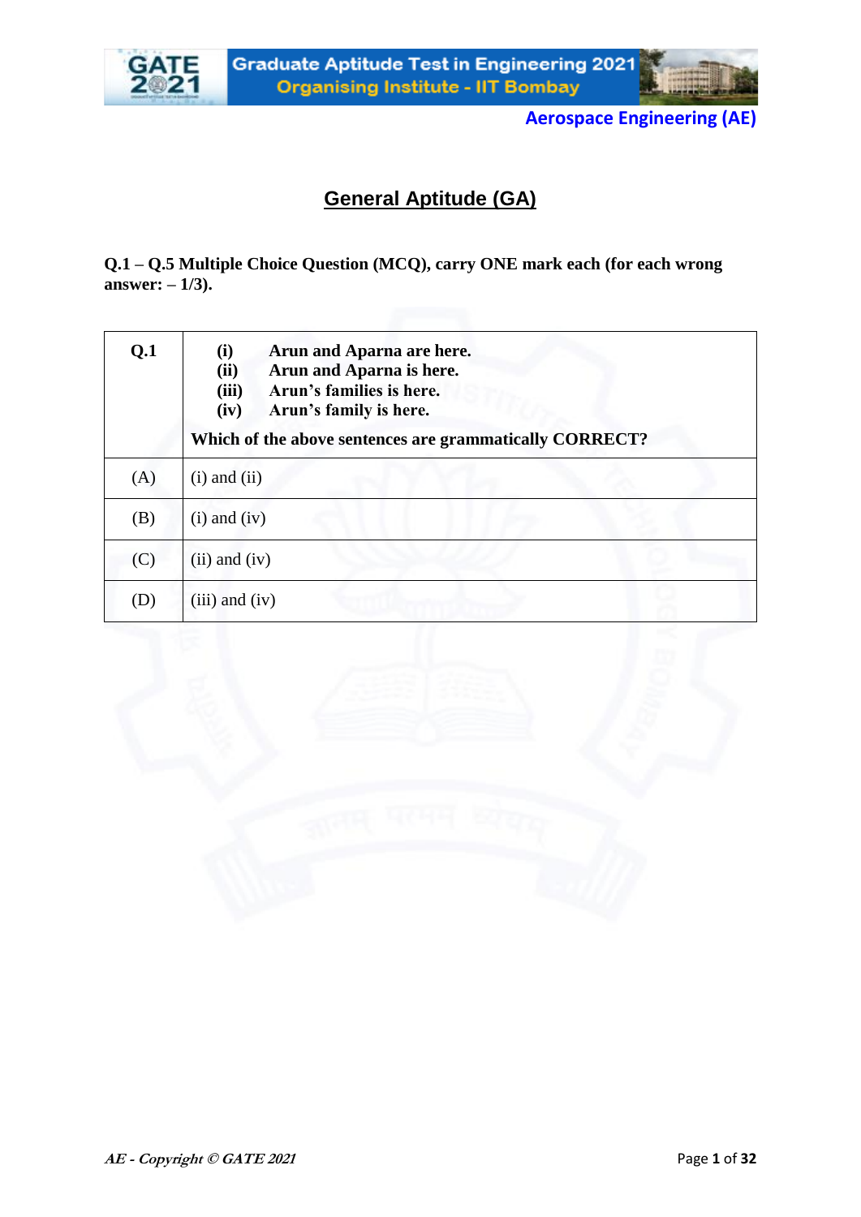# General Aptitude (GA)

**Q.1 – Q.5 Multiple Choice Question (MCQ), carry ONE mark each (for each wrong answer: – 1/3).**

| Q.1 | **(i) Arun and Aparna are here.**<br>**(ii) Arun and Aparna is here.**<br>**(iii) Arun's families is here.**<br>**(iv) Arun's family is here.**<br><br>**Which of the above sentences are grammatically CORRECT?** |
|---|---|
| (A) | (i) and (ii) |
| (B) | (i) and (iv) |
| (C) | (ii) and (iv) |
| (D) | (iii) and (iv) |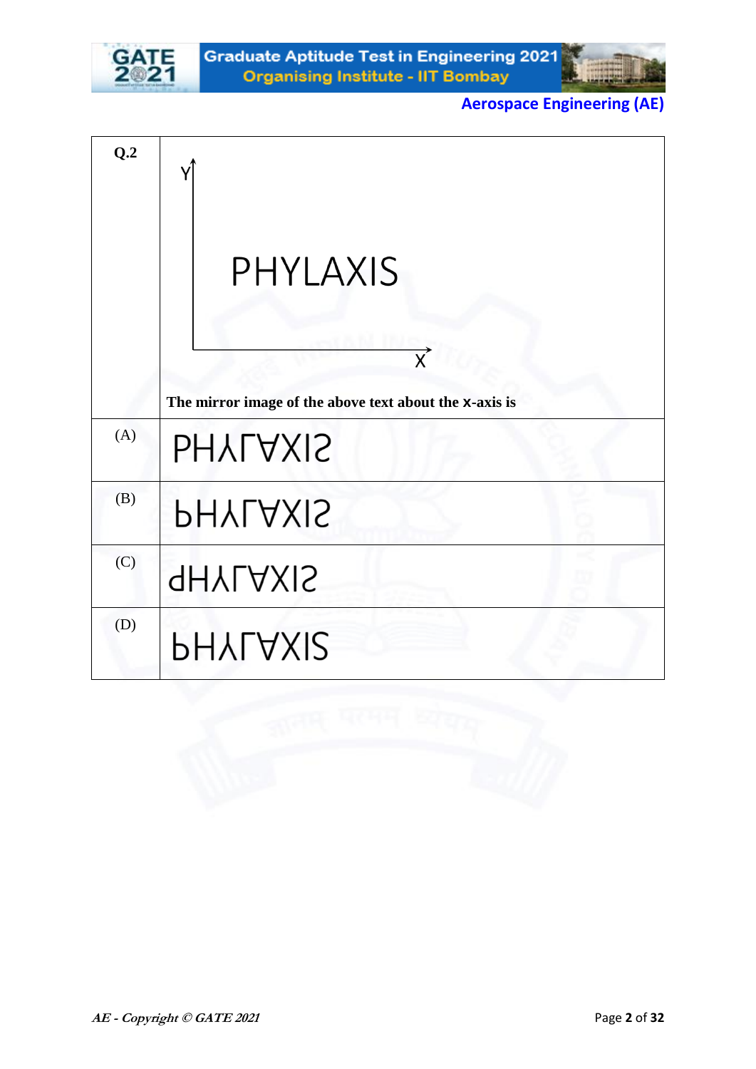**Q.2**

Y

PHYLAXIS

X

The mirror image of the above text about the x-axis is

| | |
|---|---|
| (A) | PHYLAXIS (each letter flipped vertically; L, A and S inverted) |
| (B) | PHYLAXIS (each letter flipped vertically; P, L, A and S inverted) |
| (C) | PHYLAXIS (rendered as "dHY⅂∀XIS"; letters flipped) |
| (D) | PHYLAXIS (each letter flipped vertically; P, L and A inverted, S upright) |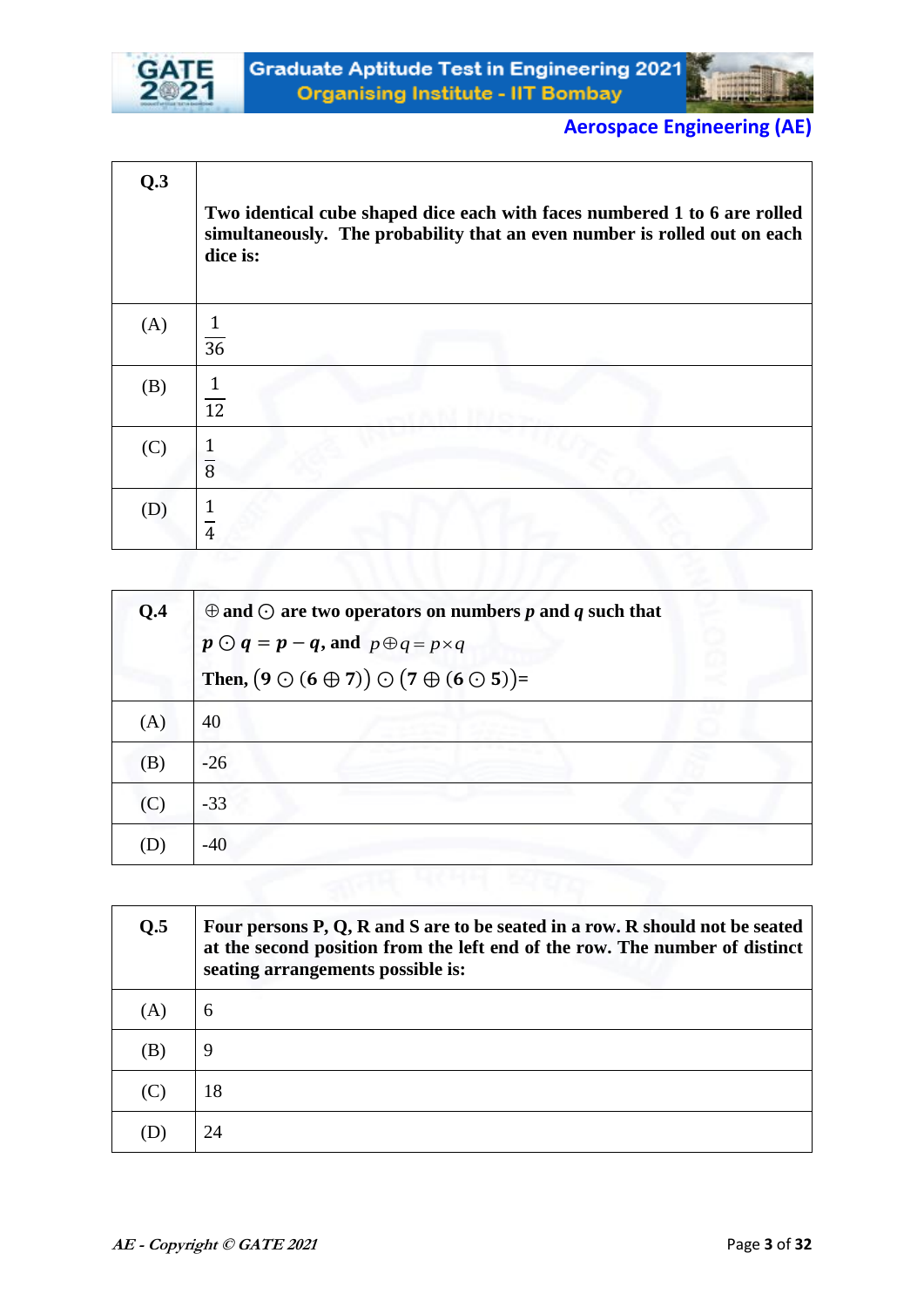| Q.3 | Two identical cube shaped dice each with faces numbered 1 to 6 are rolled simultaneously. The probability that an even number is rolled out on each dice is: |
|---|---|
| (A) | $\frac{1}{36}$ |
| (B) | $\frac{1}{12}$ |
| (C) | $\frac{1}{8}$ |
| (D) | $\frac{1}{4}$ |

| Q.4 | $\oplus$ and $\odot$ are two operators on numbers $p$ and $q$ such that $p \odot q = p - q$, and $p \oplus q = p \times q$ Then, $(9 \odot (6 \oplus 7)) \odot (7 \oplus (6 \odot 5))$= |
|---|---|
| (A) | 40 |
| (B) | -26 |
| (C) | -33 |
| (D) | -40 |

| Q.5 | Four persons P, Q, R and S are to be seated in a row. R should not be seated at the second position from the left end of the row. The number of distinct seating arrangements possible is: |
|---|---|
| (A) | 6 |
| (B) | 9 |
| (C) | 18 |
| (D) | 24 |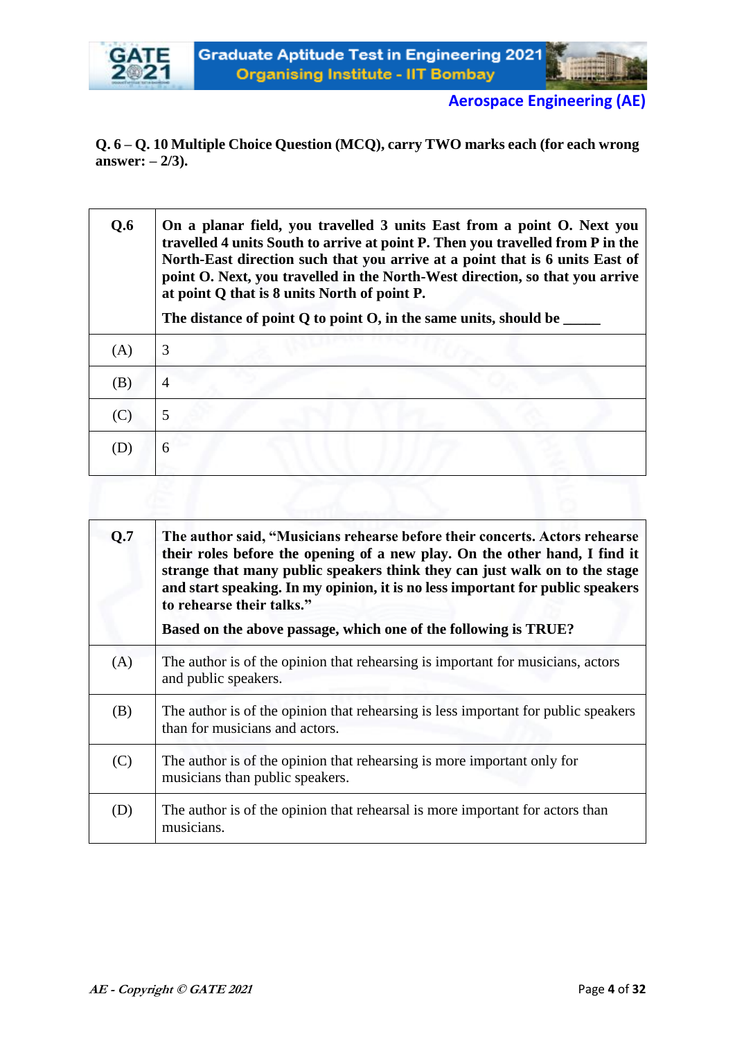**Q. 6 – Q. 10 Multiple Choice Question (MCQ), carry TWO marks each (for each wrong answer: – 2/3).**

| Q.6 | **On a planar field, you travelled 3 units East from a point O. Next you travelled 4 units South to arrive at point P. Then you travelled from P in the North-East direction such that you arrive at a point that is 6 units East of point O. Next, you travelled in the North-West direction, so that you arrive at point Q that is 8 units North of point P.** <br><br> **The distance of point Q to point O, in the same units, should be _____** |
|---|---|
| (A) | 3 |
| (B) | 4 |
| (C) | 5 |
| (D) | 6 |

| Q.7 | **The author said, "Musicians rehearse before their concerts. Actors rehearse their roles before the opening of a new play. On the other hand, I find it strange that many public speakers think they can just walk on to the stage and start speaking. In my opinion, it is no less important for public speakers to rehearse their talks."** <br><br> **Based on the above passage, which one of the following is TRUE?** |
|---|---|
| (A) | The author is of the opinion that rehearsing is important for musicians, actors and public speakers. |
| (B) | The author is of the opinion that rehearsing is less important for public speakers than for musicians and actors. |
| (C) | The author is of the opinion that rehearsing is more important only for musicians than public speakers. |
| (D) | The author is of the opinion that rehearsal is more important for actors than musicians. |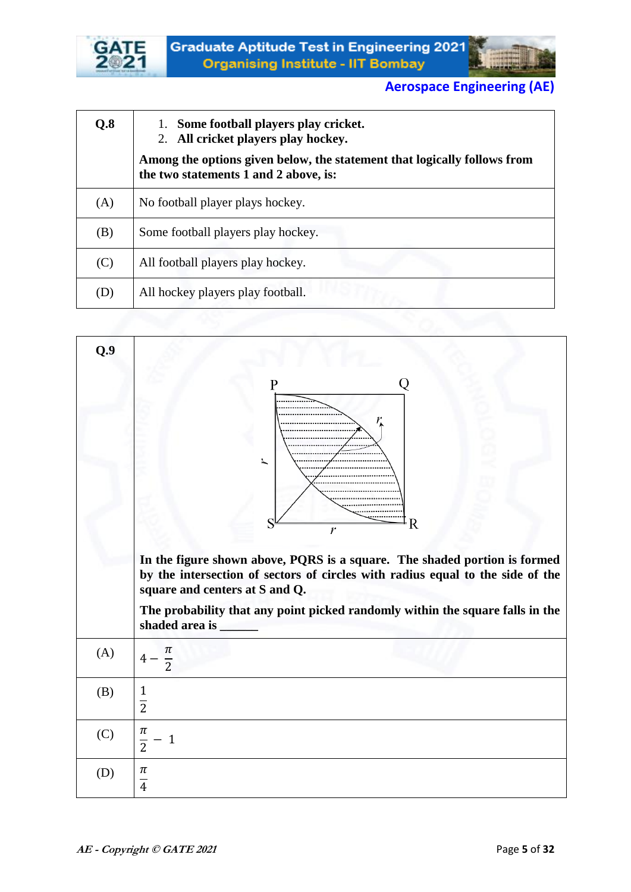| Q.8 | 1. **Some football players play cricket.** <br> 2. **All cricket players play hockey.** <br><br> **Among the options given below, the statement that logically follows from the two statements 1 and 2 above, is:** |
|---|---|
| (A) | No football player plays hockey. |
| (B) | Some football players play hockey. |
| (C) | All football players play hockey. |
| (D) | All hockey players play football. |

| Q.9 | **In the figure shown above, PQRS is a square. The shaded portion is formed by the intersection of sectors of circles with radius equal to the side of the square and centers at S and Q.** <br><br> **The probability that any point picked randomly within the square falls in the shaded area is ______** |
|---|---|
| (A) | $4 - \frac{\pi}{2}$ |
| (B) | $\frac{1}{2}$ |
| (C) | $\frac{\pi}{2} - 1$ |
| (D) | $\frac{\pi}{4}$ |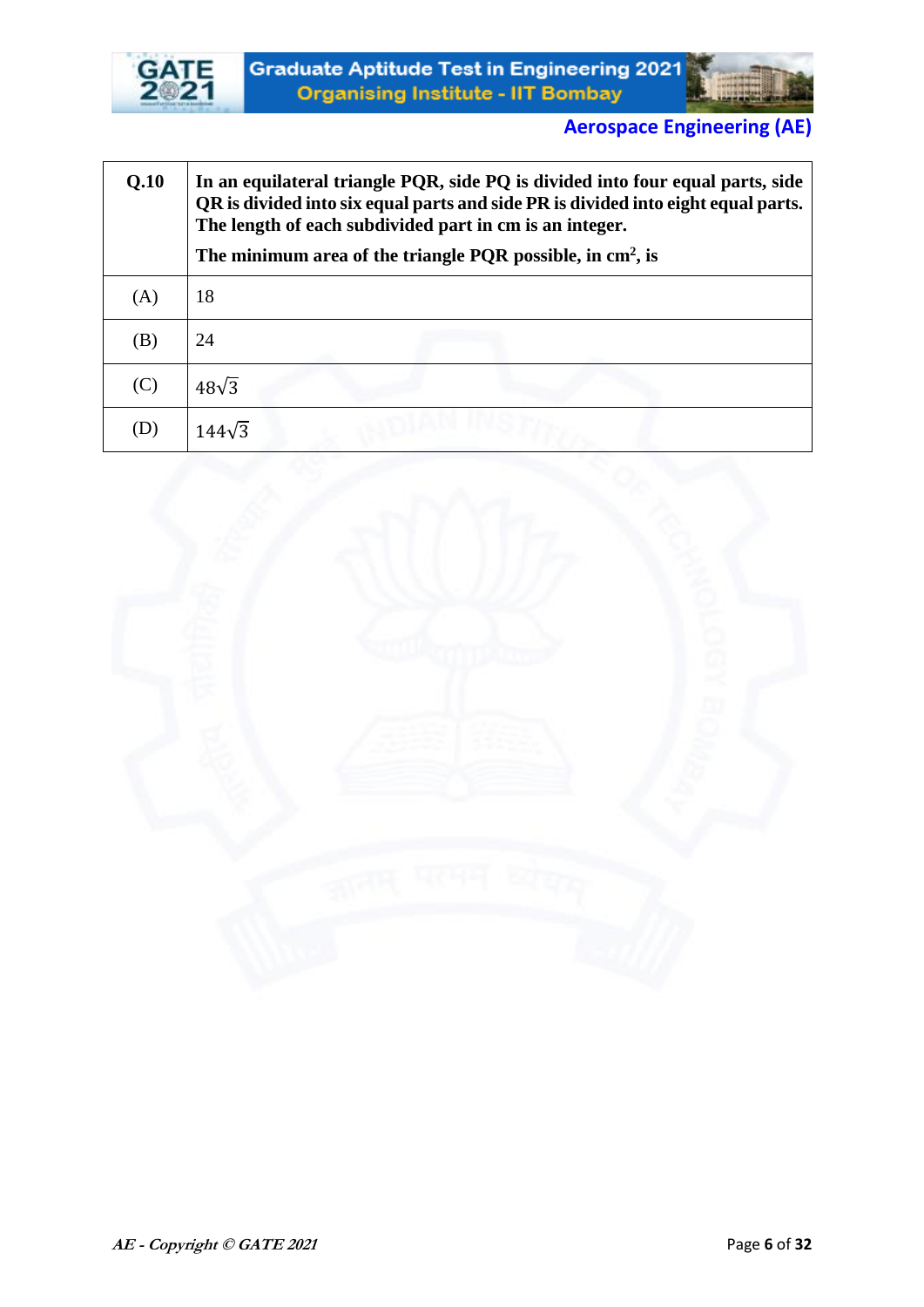| Q.10 | In an equilateral triangle PQR, side PQ is divided into four equal parts, side QR is divided into six equal parts and side PR is divided into eight equal parts. The length of each subdivided part in cm is an integer. The minimum area of the triangle PQR possible, in $cm^2$, is |
|---|---|
| (A) | 18 |
| (B) | 24 |
| (C) | $48\sqrt{3}$ |
| (D) | $144\sqrt{3}$ |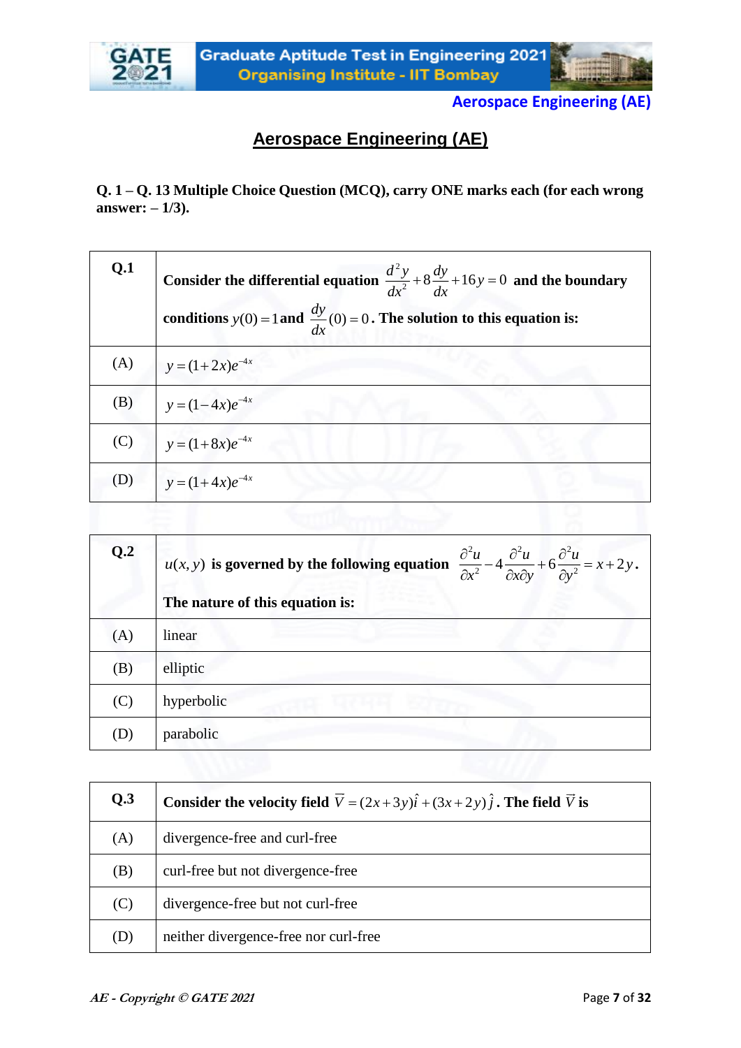# Aerospace Engineering (AE)

**Q. 1 – Q. 13 Multiple Choice Question (MCQ), carry ONE marks each (for each wrong answer: – 1/3).**

| Q.1 | **Consider the differential equation** $\frac{d^2y}{dx^2}+8\frac{dy}{dx}+16y=0$ **and the boundary conditions** $y(0)=1$ **and** $\frac{dy}{dx}(0)=0$. **The solution to this equation is:** |
|---|---|
| (A) | $y=(1+2x)e^{-4x}$ |
| (B) | $y=(1-4x)e^{-4x}$ |
| (C) | $y=(1+8x)e^{-4x}$ |
| (D) | $y=(1+4x)e^{-4x}$ |

| Q.2 | $u(x,y)$ **is governed by the following equation** $\frac{\partial^2 u}{\partial x^2}-4\frac{\partial^2 u}{\partial x \partial y}+6\frac{\partial^2 u}{\partial y^2}=x+2y$. **The nature of this equation is:** |
|---|---|
| (A) | linear |
| (B) | elliptic |
| (C) | hyperbolic |
| (D) | parabolic |

| Q.3 | **Consider the velocity field** $\overline{V}=(2x+3y)\hat{i}+(3x+2y)\hat{j}$. **The field** $\overline{V}$ **is** |
|---|---|
| (A) | divergence-free and curl-free |
| (B) | curl-free but not divergence-free |
| (C) | divergence-free but not curl-free |
| (D) | neither divergence-free nor curl-free |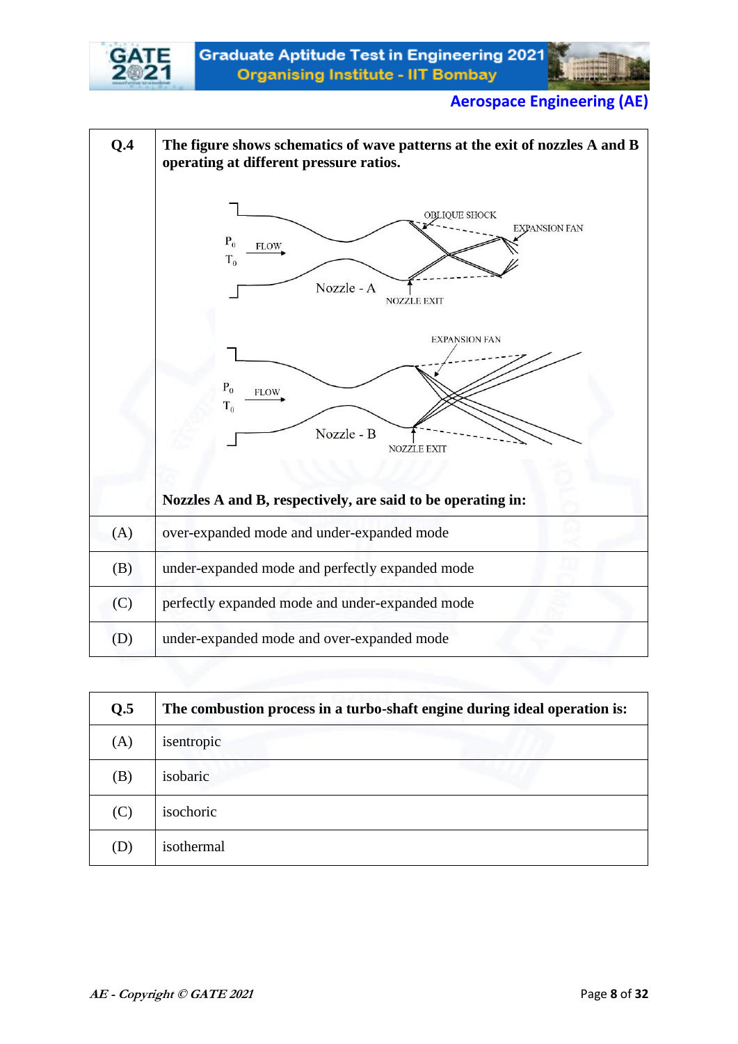| Q.4 | The figure shows schematics of wave patterns at the exit of nozzles A and B operating at different pressure ratios. Nozzles A and B, respectively, are said to be operating in: |
|---|---|
| (A) | over-expanded mode and under-expanded mode |
| (B) | under-expanded mode and perfectly expanded mode |
| (C) | perfectly expanded mode and under-expanded mode |
| (D) | under-expanded mode and over-expanded mode |

| Q.5 | The combustion process in a turbo-shaft engine during ideal operation is: |
|---|---|
| (A) | isentropic |
| (B) | isobaric |
| (C) | isochoric |
| (D) | isothermal |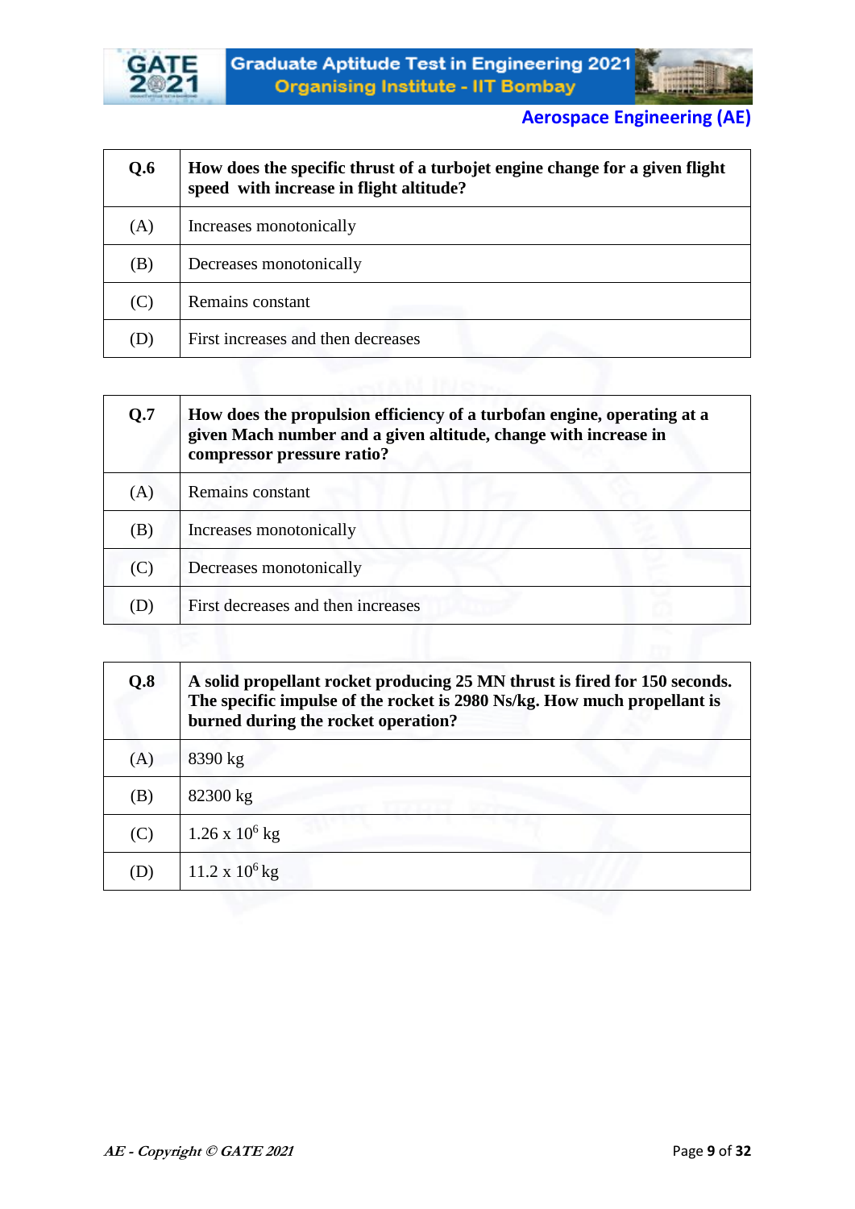| Q.6 | How does the specific thrust of a turbojet engine change for a given flight speed with increase in flight altitude? |
|---|---|
| (A) | Increases monotonically |
| (B) | Decreases monotonically |
| (C) | Remains constant |
| (D) | First increases and then decreases |

| Q.7 | How does the propulsion efficiency of a turbofan engine, operating at a given Mach number and a given altitude, change with increase in compressor pressure ratio? |
|---|---|
| (A) | Remains constant |
| (B) | Increases monotonically |
| (C) | Decreases monotonically |
| (D) | First decreases and then increases |

| Q.8 | A solid propellant rocket producing 25 MN thrust is fired for 150 seconds. The specific impulse of the rocket is 2980 Ns/kg. How much propellant is burned during the rocket operation? |
|---|---|
| (A) | 8390 kg |
| (B) | 82300 kg |
| (C) | $1.26 \times 10^6$ kg |
| (D) | $11.2 \times 10^6$ kg |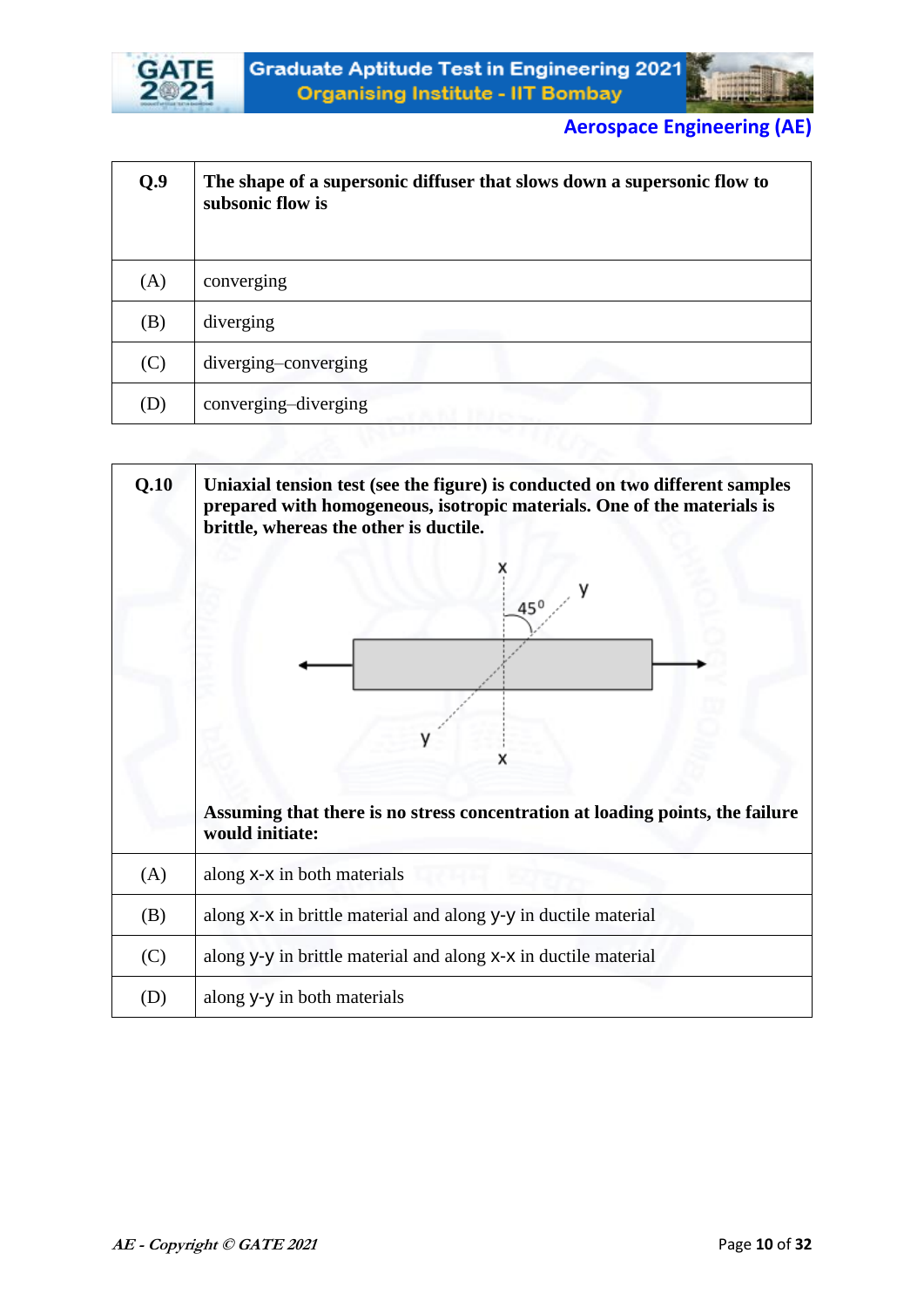| Q.9 | The shape of a supersonic diffuser that slows down a supersonic flow to subsonic flow is |
|---|---|
| (A) | converging |
| (B) | diverging |
| (C) | diverging–converging |
| (D) | converging–diverging |

| Q.10 | Uniaxial tension test (see the figure) is conducted on two different samples prepared with homogeneous, isotropic materials. One of the materials is brittle, whereas the other is ductile. <br><br> Assuming that there is no stress concentration at loading points, the failure would initiate: |
|---|---|
| (A) | along x-x in both materials |
| (B) | along x-x in brittle material and along y-y in ductile material |
| (C) | along y-y in brittle material and along x-x in ductile material |
| (D) | along y-y in both materials |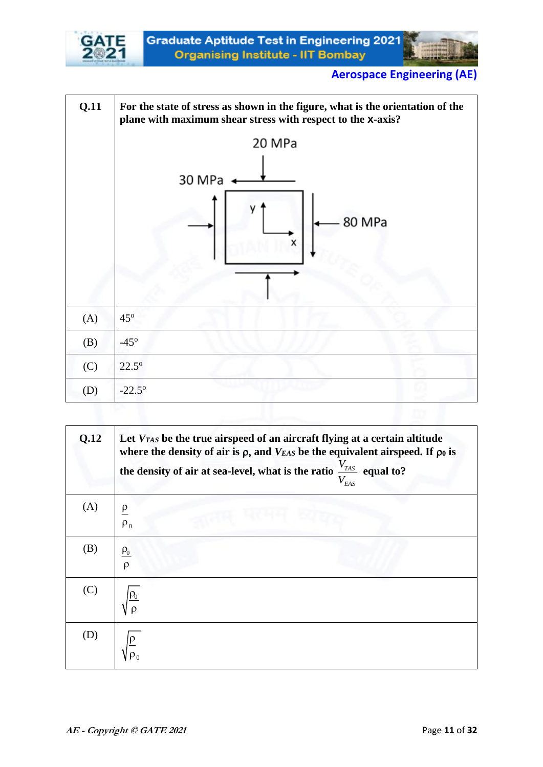| Q.11 | **For the state of stress as shown in the figure, what is the orientation of the plane with maximum shear stress with respect to the x-axis?** |
|---|---|
| | 20 MPa<br>30 MPa<br>y<br>x<br>80 MPa |
| (A) | 45° |
| (B) | -45° |
| (C) | 22.5° |
| (D) | -22.5° |

| Q.12 | **Let $V_{TAS}$ be the true airspeed of an aircraft flying at a certain altitude where the density of air is ρ, and $V_{EAS}$ be the equivalent airspeed. If $\rho_0$ is the density of air at sea-level, what is the ratio $\frac{V_{TAS}}{V_{EAS}}$ equal to?** |
|---|---|
| (A) | $\frac{\rho}{\rho_0}$ |
| (B) | $\frac{\rho_0}{\rho}$ |
| (C) | $\sqrt{\frac{\rho_0}{\rho}}$ |
| (D) | $\sqrt{\frac{\rho}{\rho_0}}$ |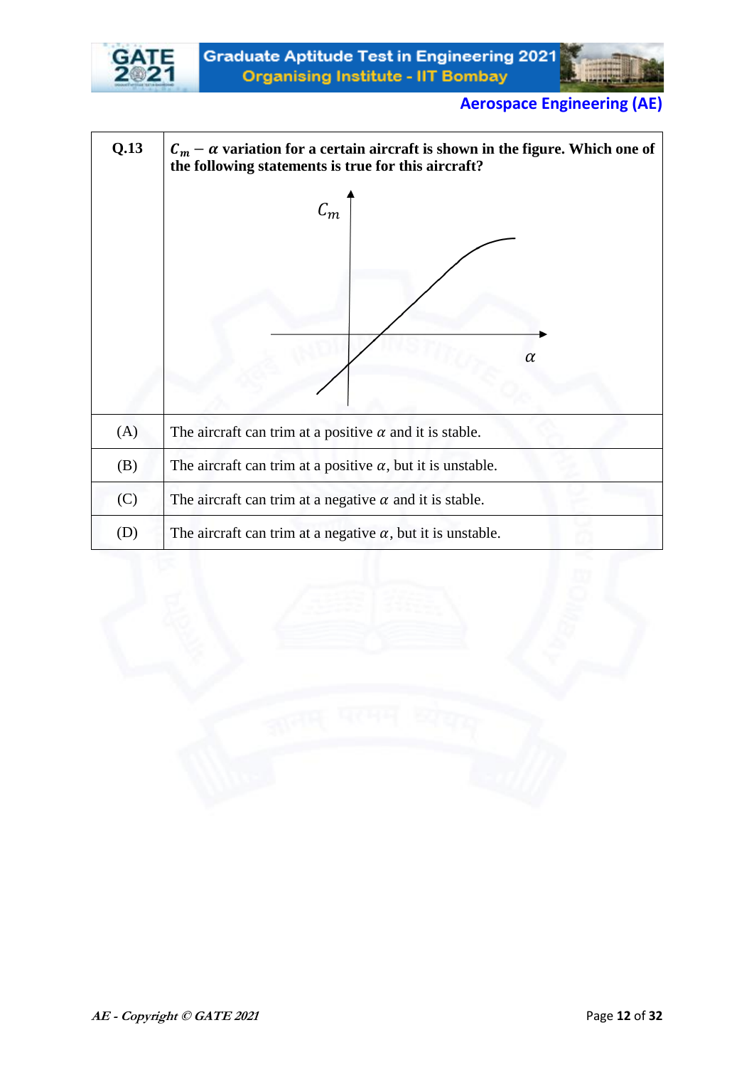| Q.13 | $C_m - \alpha$ **variation for a certain aircraft is shown in the figure. Which one of the following statements is true for this aircraft?** |
| --- | --- |
| (A) | The aircraft can trim at a positive $\alpha$ and it is stable. |
| (B) | The aircraft can trim at a positive $\alpha$, but it is unstable. |
| (C) | The aircraft can trim at a negative $\alpha$ and it is stable. |
| (D) | The aircraft can trim at a negative $\alpha$, but it is unstable. |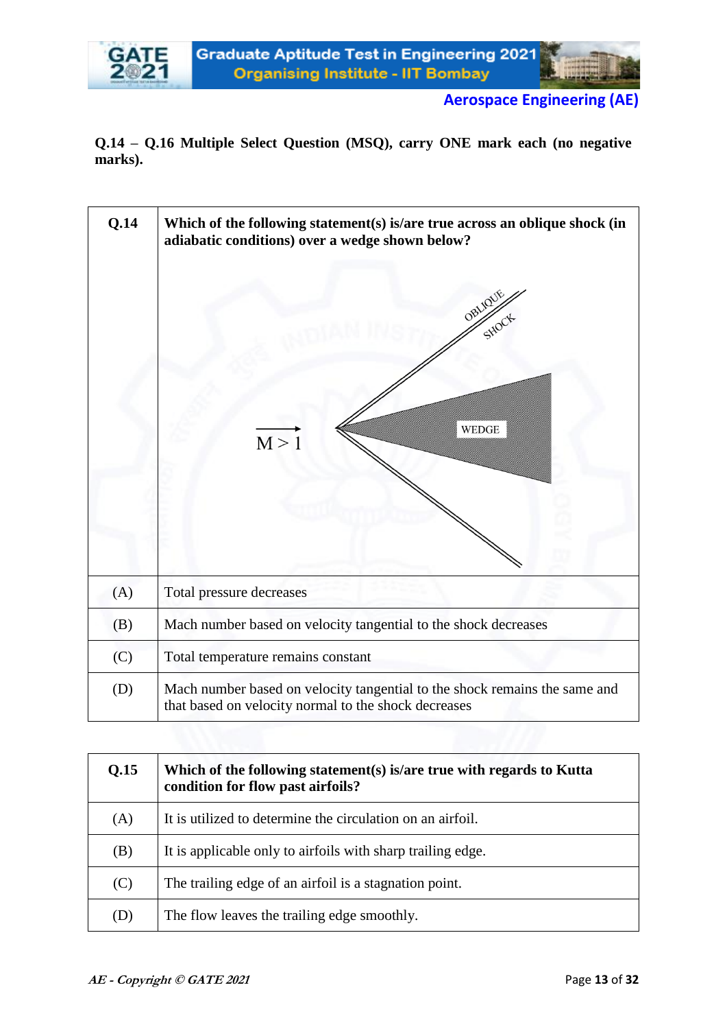**Q.14 – Q.16 Multiple Select Question (MSQ), carry ONE mark each (no negative marks).**

| Q.14 | **Which of the following statement(s) is/are true across an oblique shock (in adiabatic conditions) over a wedge shown below?** |
|---|---|
| (A) | Total pressure decreases |
| (B) | Mach number based on velocity tangential to the shock decreases |
| (C) | Total temperature remains constant |
| (D) | Mach number based on velocity tangential to the shock remains the same and that based on velocity normal to the shock decreases |

| Q.15 | **Which of the following statement(s) is/are true with regards to Kutta condition for flow past airfoils?** |
|---|---|
| (A) | It is utilized to determine the circulation on an airfoil. |
| (B) | It is applicable only to airfoils with sharp trailing edge. |
| (C) | The trailing edge of an airfoil is a stagnation point. |
| (D) | The flow leaves the trailing edge smoothly. |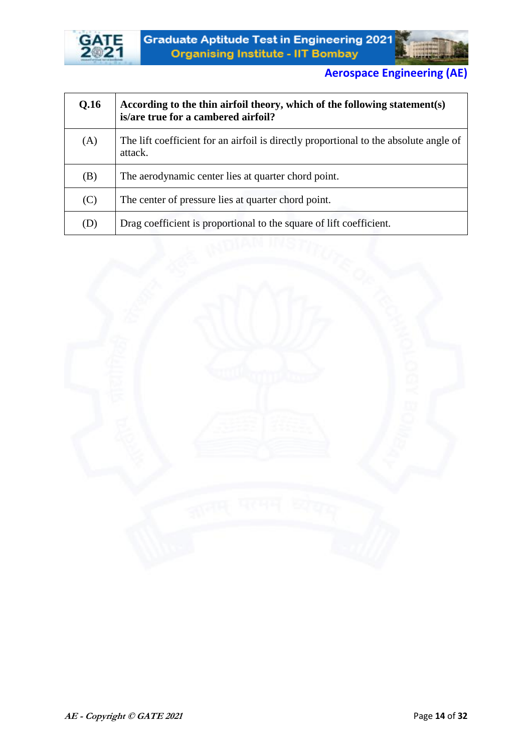| Q.16 | **According to the thin airfoil theory, which of the following statement(s) is/are true for a cambered airfoil?** |
|---|---|
| (A) | The lift coefficient for an airfoil is directly proportional to the absolute angle of attack. |
| (B) | The aerodynamic center lies at quarter chord point. |
| (C) | The center of pressure lies at quarter chord point. |
| (D) | Drag coefficient is proportional to the square of lift coefficient. |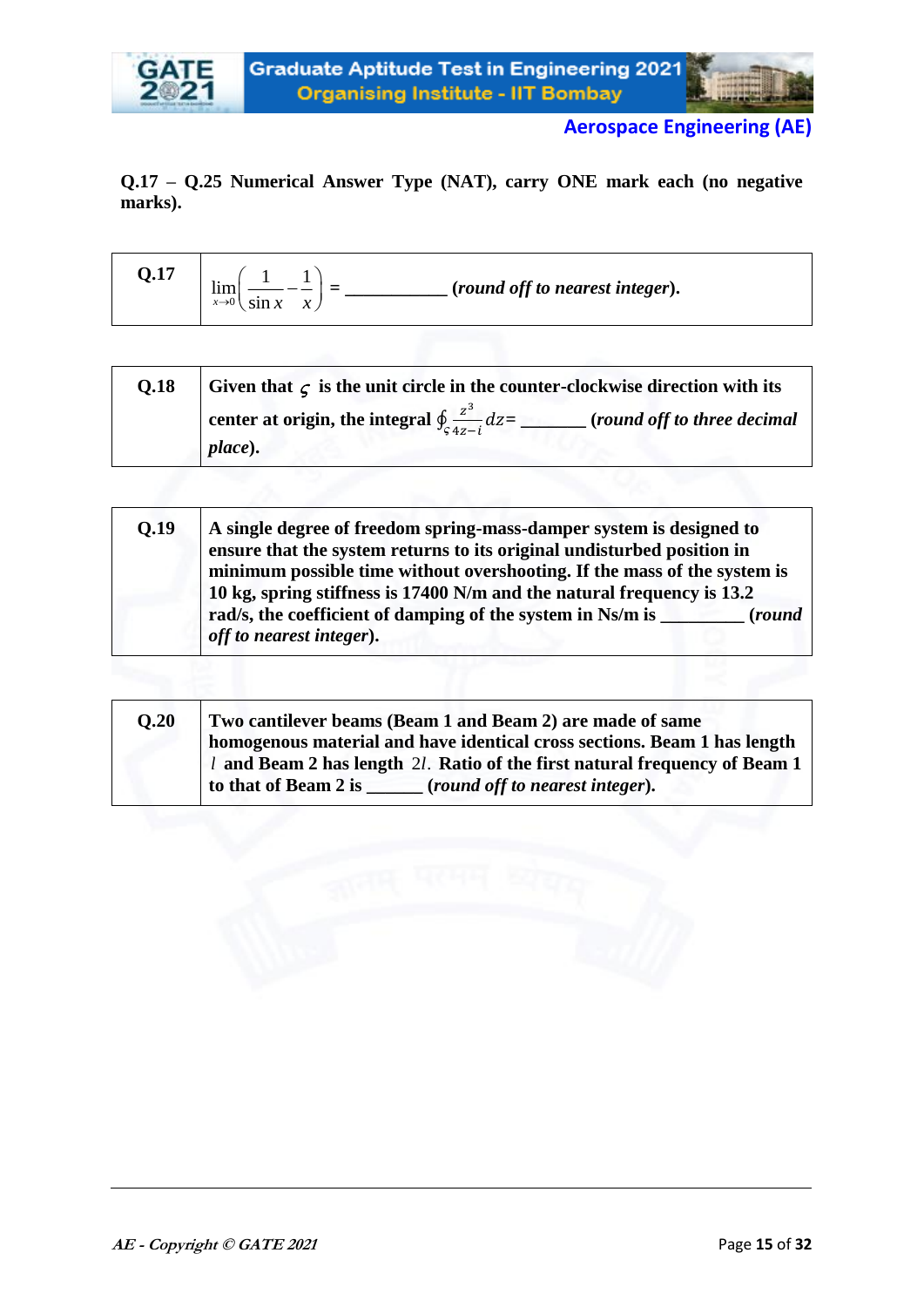**Q.17 – Q.25 Numerical Answer Type (NAT), carry ONE mark each (no negative marks).**

| | |
|---|---|
| **Q.17** | $\lim_{x\to 0}\left(\frac{1}{\sin x}-\frac{1}{x}\right)$ = __________ (*round off to nearest integer*). |

| | |
|---|---|
| **Q.18** | **Given that $\varsigma$ is the unit circle in the counter-clockwise direction with its center at origin, the integral $\oint_{\varsigma} \frac{z^3}{4z-i}dz$= _______ (*round off to three decimal place*).** |

| | |
|---|---|
| **Q.19** | **A single degree of freedom spring-mass-damper system is designed to ensure that the system returns to its original undisturbed position in minimum possible time without overshooting. If the mass of the system is 10 kg, spring stiffness is 17400 N/m and the natural frequency is 13.2 rad/s, the coefficient of damping of the system in Ns/m is _________ (*round off to nearest integer*).** |

| | |
|---|---|
| **Q.20** | **Two cantilever beams (Beam 1 and Beam 2) are made of same homogenous material and have identical cross sections. Beam 1 has length $l$ and Beam 2 has length $2l$. Ratio of the first natural frequency of Beam 1 to that of Beam 2 is ______ (*round off to nearest integer*).** |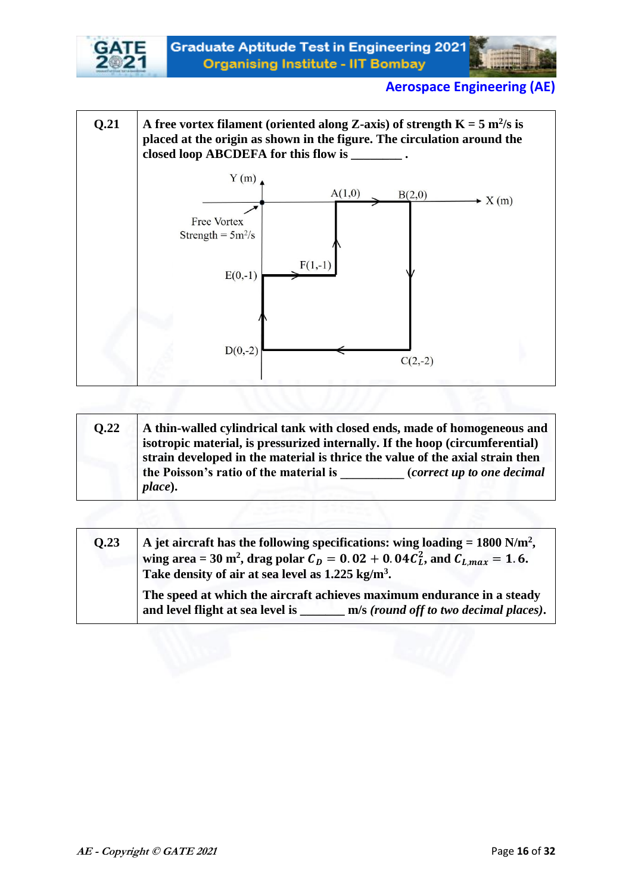| | |
|---|---|
| **Q.21** | **A free vortex filament (oriented along Z-axis) of strength K = 5 m$^2$/s is placed at the origin as shown in the figure. The circulation around the closed loop ABCDEFA for this flow is ________ .** |

| | |
|---|---|
| **Q.22** | **A thin-walled cylindrical tank with closed ends, made of homogeneous and isotropic material, is pressurized internally. If the hoop (circumferential) strain developed in the material is thrice the value of the axial strain then the Poisson's ratio of the material is __________ (*correct up to one decimal place*).** |

| | |
|---|---|
| **Q.23** | **A jet aircraft has the following specifications: wing loading = 1800 N/m$^2$, wing area = 30 m$^2$, drag polar $C_D = 0.02 + 0.04C_L^2$, and $C_{L,max} = 1.6$. Take density of air at sea level as 1.225 kg/m$^3$.** <br><br> **The speed at which the aircraft achieves maximum endurance in a steady and level flight at sea level is _______ m/s *(round off to two decimal places)*.** |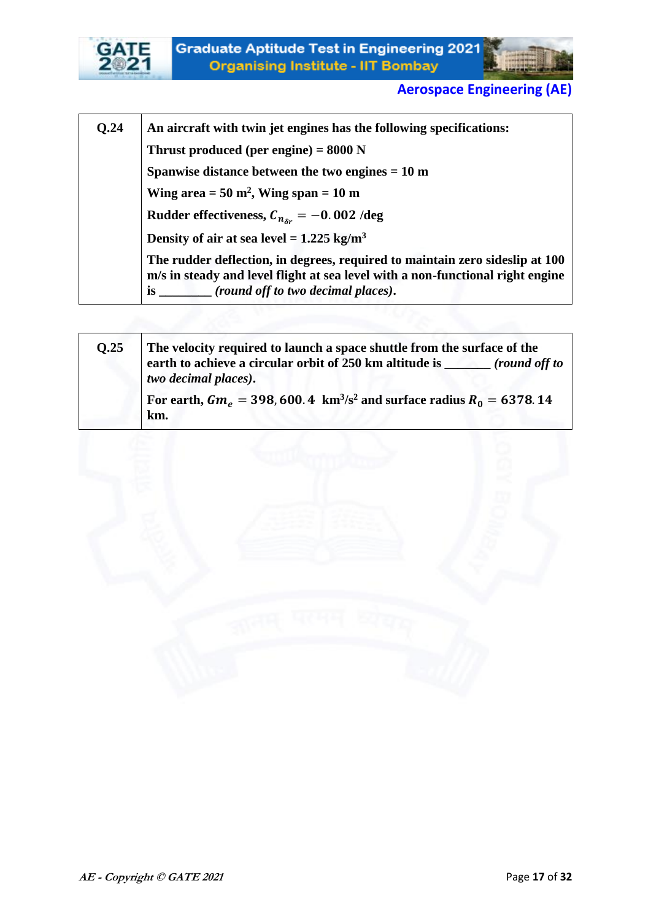| | |
|---|---|
| **Q.24** | **An aircraft with twin jet engines has the following specifications:**<br>**Thrust produced (per engine) = 8000 N**<br>**Spanwise distance between the two engines = 10 m**<br>**Wing area = 50 $m^2$, Wing span = 10 m**<br>**Rudder effectiveness, $C_{n_{\delta r}} = -0.002$ /deg**<br>**Density of air at sea level = 1.225 $kg/m^3$**<br>**The rudder deflection, in degrees, required to maintain zero sideslip at 100 m/s in steady and level flight at sea level with a non-functional right engine is \_\_\_\_\_\_\_\_ *(round off to two decimal places)*.** |

| | |
|---|---|
| **Q.25** | **The velocity required to launch a space shuttle from the surface of the earth to achieve a circular orbit of 250 km altitude is \_\_\_\_\_\_\_ *(round off to two decimal places)*.**<br>**For earth, $Gm_e = 398,600.4$ $km^3/s^2$ and surface radius $R_0 = 6378.14$ km.** |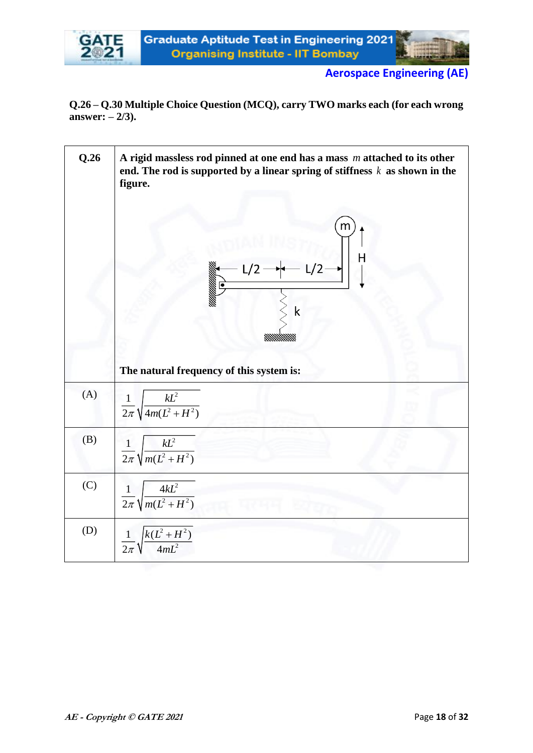**Q.26 – Q.30 Multiple Choice Question (MCQ), carry TWO marks each (for each wrong answer: – 2/3).**

| | |
|---|---|
| **Q.26** | **A rigid massless rod pinned at one end has a mass $m$ attached to its other end. The rod is supported by a linear spring of stiffness $k$ as shown in the figure.** <br><br> **The natural frequency of this system is:** |
| (A) | $\frac{1}{2\pi}\sqrt{\frac{kL^2}{4m(L^2+H^2)}}$ |
| (B) | $\frac{1}{2\pi}\sqrt{\frac{kL^2}{m(L^2+H^2)}}$ |
| (C) | $\frac{1}{2\pi}\sqrt{\frac{4kL^2}{m(L^2+H^2)}}$ |
| (D) | $\frac{1}{2\pi}\sqrt{\frac{k(L^2+H^2)}{4mL^2}}$ |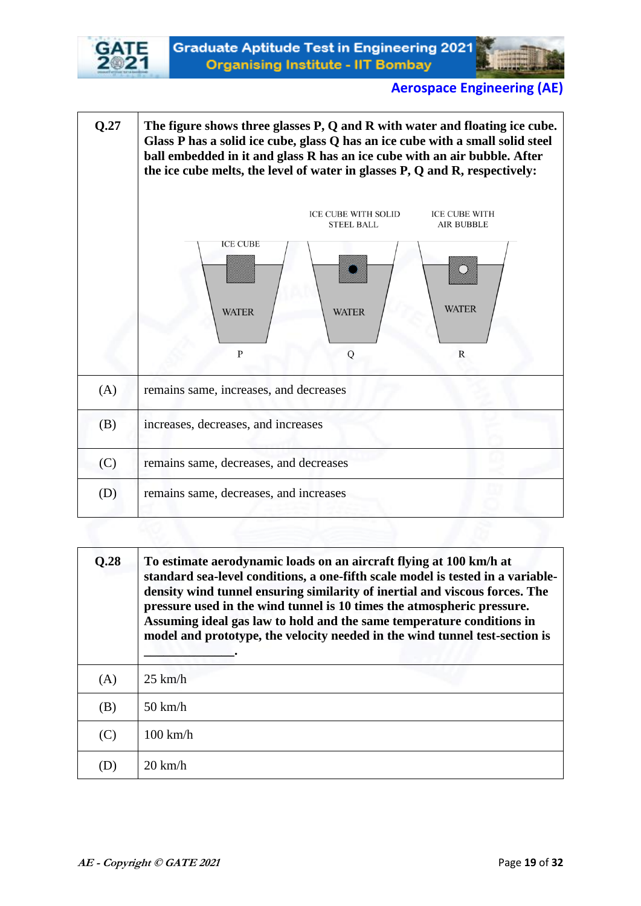| Q.27 | The figure shows three glasses P, Q and R with water and floating ice cube. Glass P has a solid ice cube, glass Q has an ice cube with a small solid steel ball embedded in it and glass R has an ice cube with an air bubble. After the ice cube melts, the level of water in glasses P, Q and R, respectively: |
|---|---|
| | ICE CUBE WITH SOLID STEEL BALL &nbsp;&nbsp; ICE CUBE WITH AIR BUBBLE <br> ICE CUBE <br> WATER &nbsp;&nbsp; WATER &nbsp;&nbsp; WATER <br> P &nbsp;&nbsp; Q &nbsp;&nbsp; R |
| (A) | remains same, increases, and decreases |
| (B) | increases, decreases, and increases |
| (C) | remains same, decreases, and decreases |
| (D) | remains same, decreases, and increases |

| Q.28 | To estimate aerodynamic loads on an aircraft flying at 100 km/h at standard sea-level conditions, a one-fifth scale model is tested in a variable-density wind tunnel ensuring similarity of inertial and viscous forces. The pressure used in the wind tunnel is 10 times the atmospheric pressure. Assuming ideal gas law to hold and the same temperature conditions in model and prototype, the velocity needed in the wind tunnel test-section is \_\_\_\_\_\_\_\_\_\_\_\_\_\_. |
|---|---|
| (A) | 25 km/h |
| (B) | 50 km/h |
| (C) | 100 km/h |
| (D) | 20 km/h |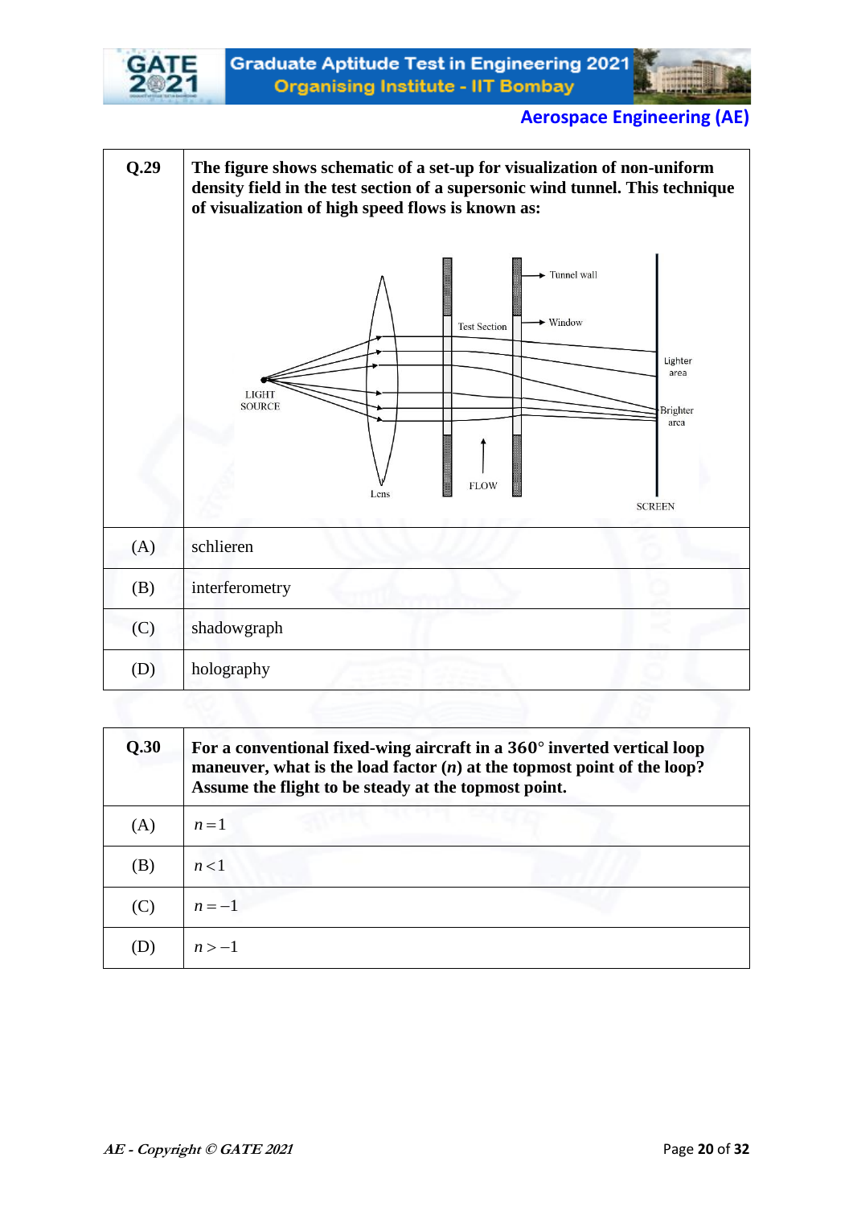| Q.29 | The figure shows schematic of a set-up for visualization of non-uniform density field in the test section of a supersonic wind tunnel. This technique of visualization of high speed flows is known as: |
|---|---|
| (A) | schlieren |
| (B) | interferometry |
| (C) | shadowgraph |
| (D) | holography |

| Q.30 | For a conventional fixed-wing aircraft in a 360° inverted vertical loop maneuver, what is the load factor ($n$) at the topmost point of the loop? Assume the flight to be steady at the topmost point. |
|---|---|
| (A) | $n = 1$ |
| (B) | $n < 1$ |
| (C) | $n = -1$ |
| (D) | $n > -1$ |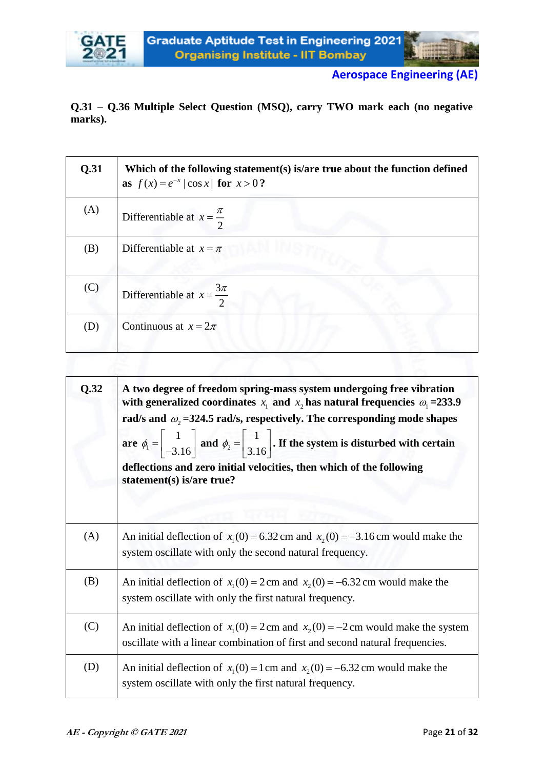**Q.31 – Q.36 Multiple Select Question (MSQ), carry TWO mark each (no negative marks).**

| Q.31 | **Which of the following statement(s) is/are true about the function defined as $f(x) = e^{-x} \lvert \cos x \rvert$ for $x > 0$?** |
|---|---|
| (A) | Differentiable at $x = \frac{\pi}{2}$ |
| (B) | Differentiable at $x = \pi$ |
| (C) | Differentiable at $x = \frac{3\pi}{2}$ |
| (D) | Continuous at $x = 2\pi$ |

| Q.32 | **A two degree of freedom spring-mass system undergoing free vibration with generalized coordinates $x_1$ and $x_2$ has natural frequencies $\omega_1$=233.9 rad/s and $\omega_2$=324.5 rad/s, respectively. The corresponding mode shapes are $\phi_1 = \begin{bmatrix} 1 \\ -3.16 \end{bmatrix}$ and $\phi_2 = \begin{bmatrix} 1 \\ 3.16 \end{bmatrix}$. If the system is disturbed with certain deflections and zero initial velocities, then which of the following statement(s) is/are true?** |
|---|---|
| (A) | An initial deflection of $x_1(0) = 6.32$ cm and $x_2(0) = -3.16$ cm would make the system oscillate with only the second natural frequency. |
| (B) | An initial deflection of $x_1(0) = 2$ cm and $x_2(0) = -6.32$ cm would make the system oscillate with only the first natural frequency. |
| (C) | An initial deflection of $x_1(0) = 2$ cm and $x_2(0) = -2$ cm would make the system oscillate with a linear combination of first and second natural frequencies. |
| (D) | An initial deflection of $x_1(0) = 1$ cm and $x_2(0) = -6.32$ cm would make the system oscillate with only the first natural frequency. |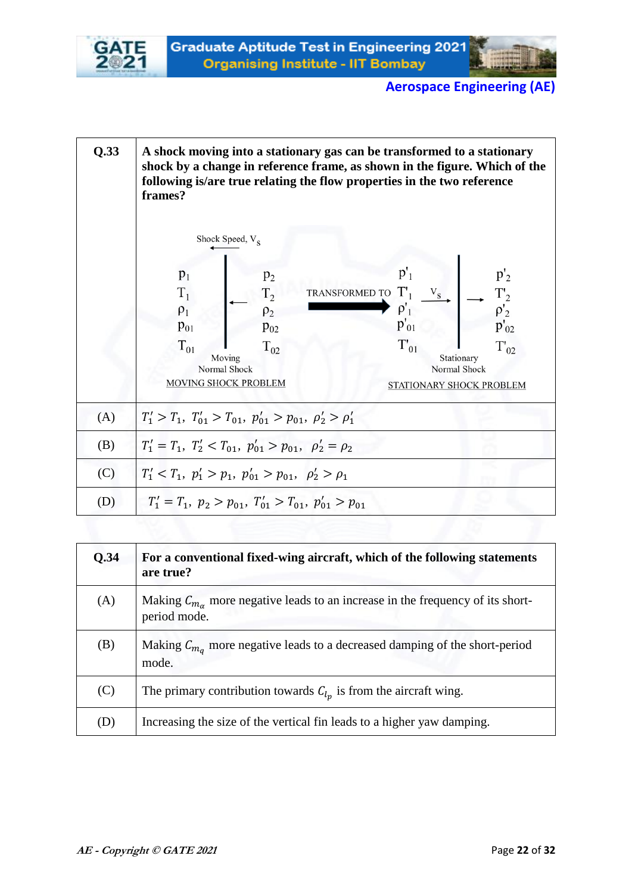| Q.33 | A shock moving into a stationary gas can be transformed to a stationary shock by a change in reference frame, as shown in the figure. Which of the following is/are true relating the flow properties in the two reference frames? |
|---|---|
| (A) | $T_1' > T_1,\ T_{01}' > T_{01},\ p_{01}' > p_{01},\ \rho_2' > \rho_1'$ |
| (B) | $T_1' = T_1,\ T_2' < T_{01},\ p_{01}' > p_{01},\ \rho_2' = \rho_2$ |
| (C) | $T_1' < T_1,\ p_1' > p_1,\ p_{01}' > p_{01},\ \rho_2' > \rho_1$ |
| (D) | $T_1' = T_1,\ p_2 > p_{01},\ T_{01}' > T_{01},\ p_{01}' > p_{01}$ |

Shock Speed, $V_S$

$p_1$, $T_1$, $\rho_1$, $p_{01}$, $T_{01}$ | Moving Normal Shock | $p_2$, $T_2$, $\rho_2$, $p_{02}$, $T_{02}$

MOVING SHOCK PROBLEM

TRANSFORMED TO

$p'_1$, $T'_1$, $\rho'_1$, $p'_{01}$, $T'_{01}$ | $V_S$ | Stationary Normal Shock | $p'_2$, $T'_2$, $\rho'_2$, $p'_{02}$, $T'_{02}$

STATIONARY SHOCK PROBLEM

| Q.34 | For a conventional fixed-wing aircraft, which of the following statements are true? |
|---|---|
| (A) | Making $C_{m_\alpha}$ more negative leads to an increase in the frequency of its short-period mode. |
| (B) | Making $C_{m_q}$ more negative leads to a decreased damping of the short-period mode. |
| (C) | The primary contribution towards $C_{l_p}$ is from the aircraft wing. |
| (D) | Increasing the size of the vertical fin leads to a higher yaw damping. |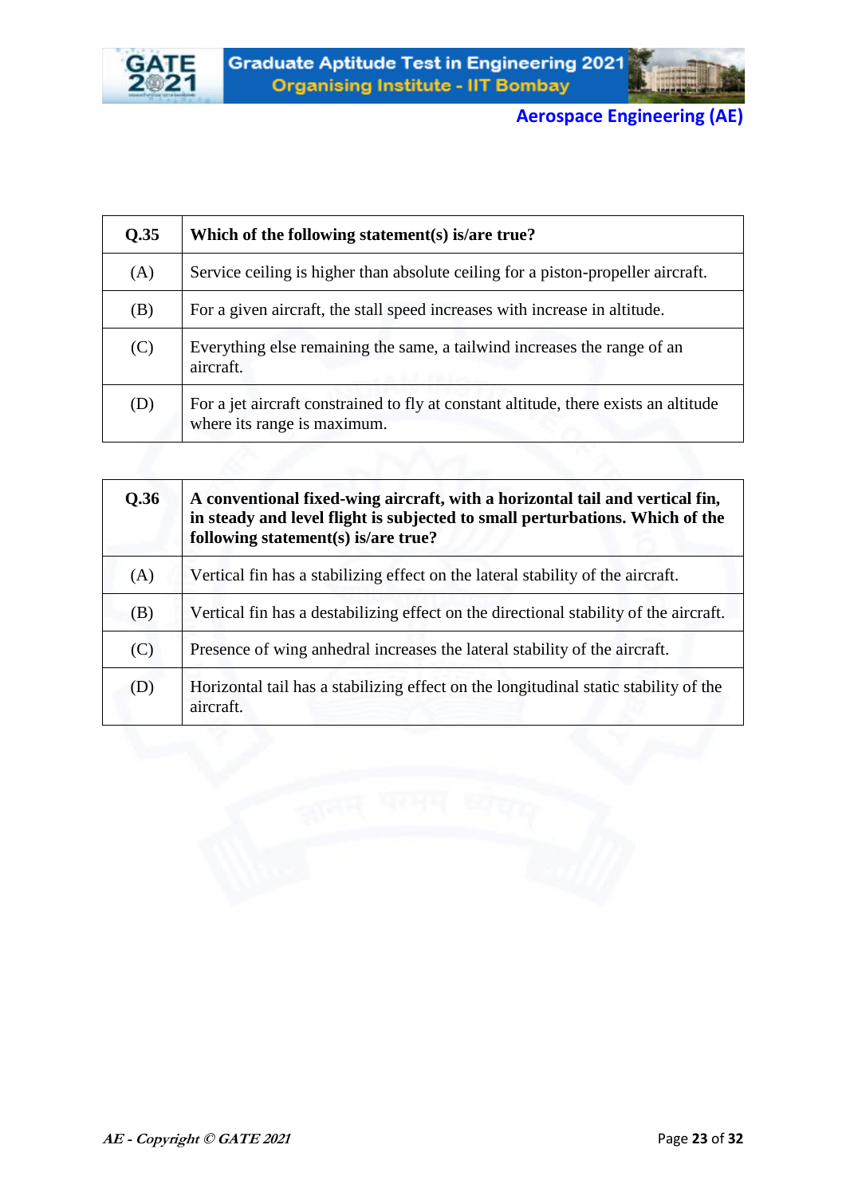| Q.35 | Which of the following statement(s) is/are true? |
|---|---|
| (A) | Service ceiling is higher than absolute ceiling for a piston-propeller aircraft. |
| (B) | For a given aircraft, the stall speed increases with increase in altitude. |
| (C) | Everything else remaining the same, a tailwind increases the range of an aircraft. |
| (D) | For a jet aircraft constrained to fly at constant altitude, there exists an altitude where its range is maximum. |

| Q.36 | A conventional fixed-wing aircraft, with a horizontal tail and vertical fin, in steady and level flight is subjected to small perturbations. Which of the following statement(s) is/are true? |
|---|---|
| (A) | Vertical fin has a stabilizing effect on the lateral stability of the aircraft. |
| (B) | Vertical fin has a destabilizing effect on the directional stability of the aircraft. |
| (C) | Presence of wing anhedral increases the lateral stability of the aircraft. |
| (D) | Horizontal tail has a stabilizing effect on the longitudinal static stability of the aircraft. |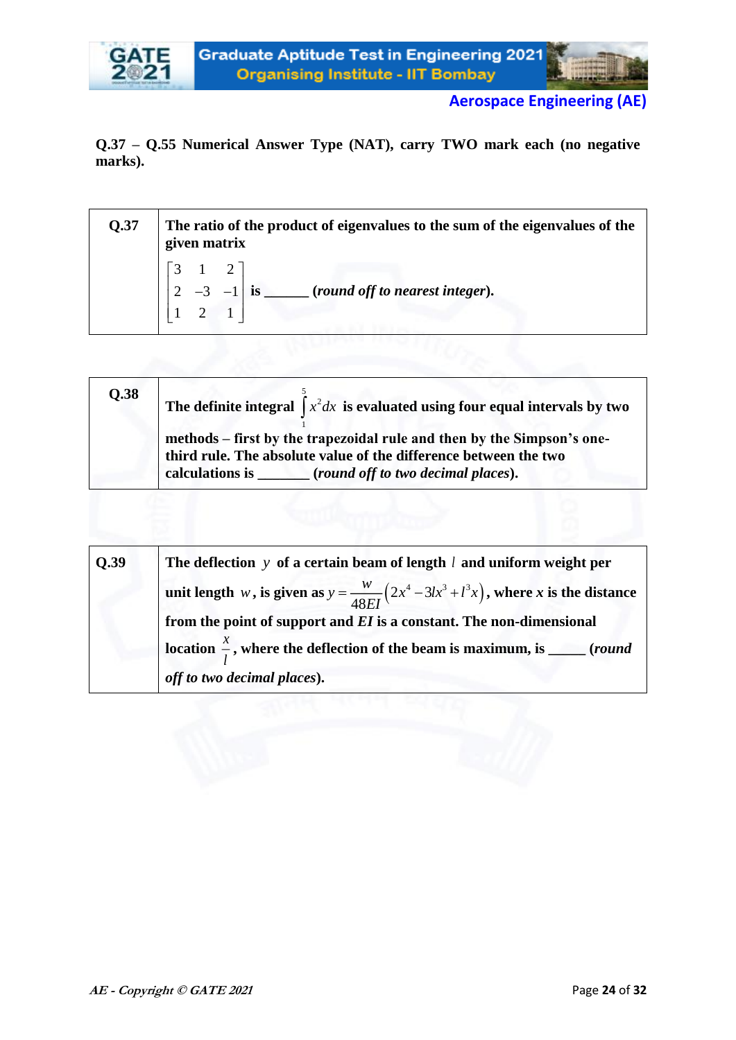**Q.37 – Q.55 Numerical Answer Type (NAT), carry TWO mark each (no negative marks).**

| | |
|---|---|
| **Q.37** | **The ratio of the product of eigenvalues to the sum of the eigenvalues of the given matrix** $\begin{bmatrix} 3 & 1 & 2 \\ 2 & -3 & -1 \\ 1 & 2 & 1 \end{bmatrix}$ **is ______ (*round off to nearest integer*).** |

| | |
|---|---|
| **Q.38** | **The definite integral** $\int_1^5 x^2 dx$ **is evaluated using four equal intervals by two methods – first by the trapezoidal rule and then by the Simpson's one-third rule. The absolute value of the difference between the two calculations is _______ (*round off to two decimal places*).** |

| | |
|---|---|
| **Q.39** | **The deflection** $y$ **of a certain beam of length** $l$ **and uniform weight per unit length** $w$**, is given as** $y = \frac{w}{48EI}\left(2x^4 - 3lx^3 + l^3x\right)$**, where** $x$ **is the distance from the point of support and** $EI$ **is a constant. The non-dimensional location** $\frac{x}{l}$**, where the deflection of the beam is maximum, is _____ (*round off to two decimal places*).** |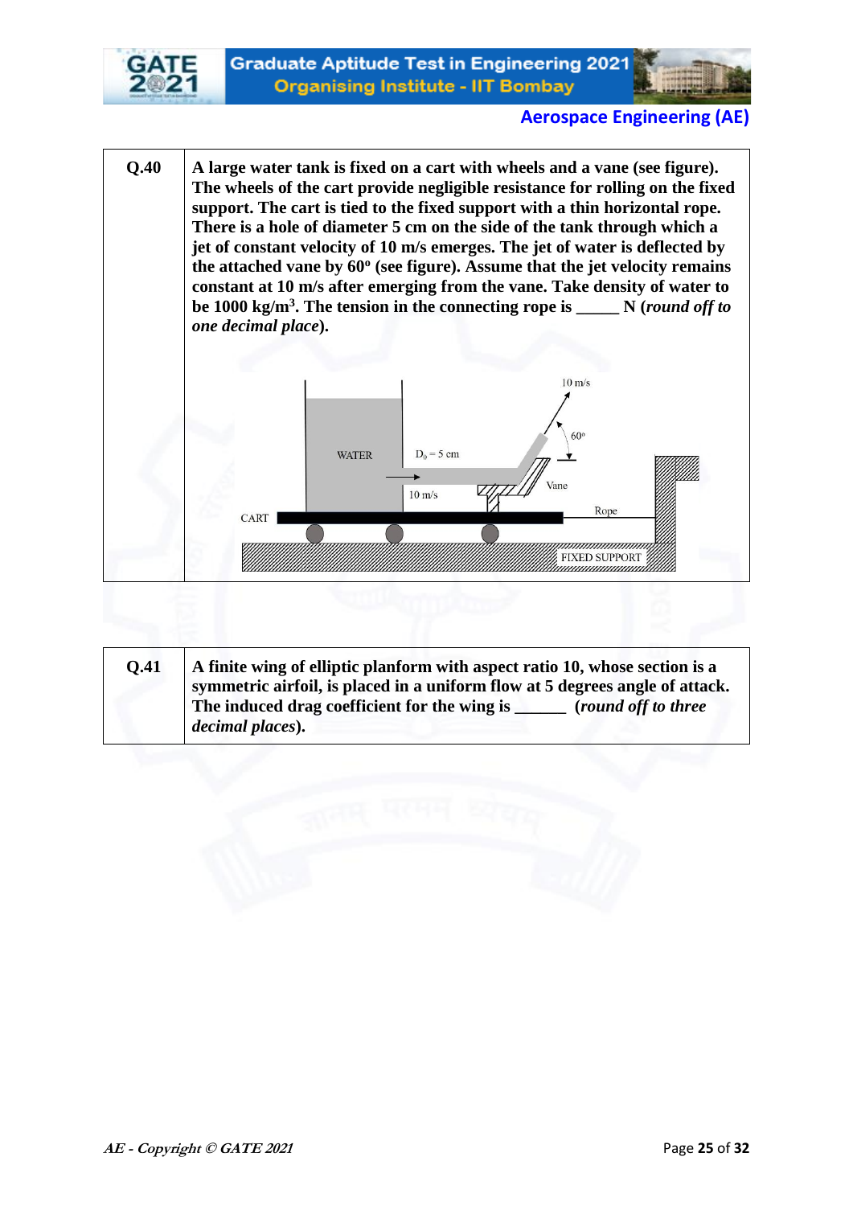| | |
|---|---|
| **Q.40** | **A large water tank is fixed on a cart with wheels and a vane (see figure). The wheels of the cart provide negligible resistance for rolling on the fixed support. The cart is tied to the fixed support with a thin horizontal rope. There is a hole of diameter 5 cm on the side of the tank through which a jet of constant velocity of 10 m/s emerges. The jet of water is deflected by the attached vane by 60º (see figure). Assume that the jet velocity remains constant at 10 m/s after emerging from the vane. Take density of water to be 1000 kg/m$^3$. The tension in the connecting rope is _____ N (*round off to one decimal place*).** |

| | |
|---|---|
| **Q.41** | **A finite wing of elliptic planform with aspect ratio 10, whose section is a symmetric airfoil, is placed in a uniform flow at 5 degrees angle of attack. The induced drag coefficient for the wing is ______ (*round off to three decimal places*).** |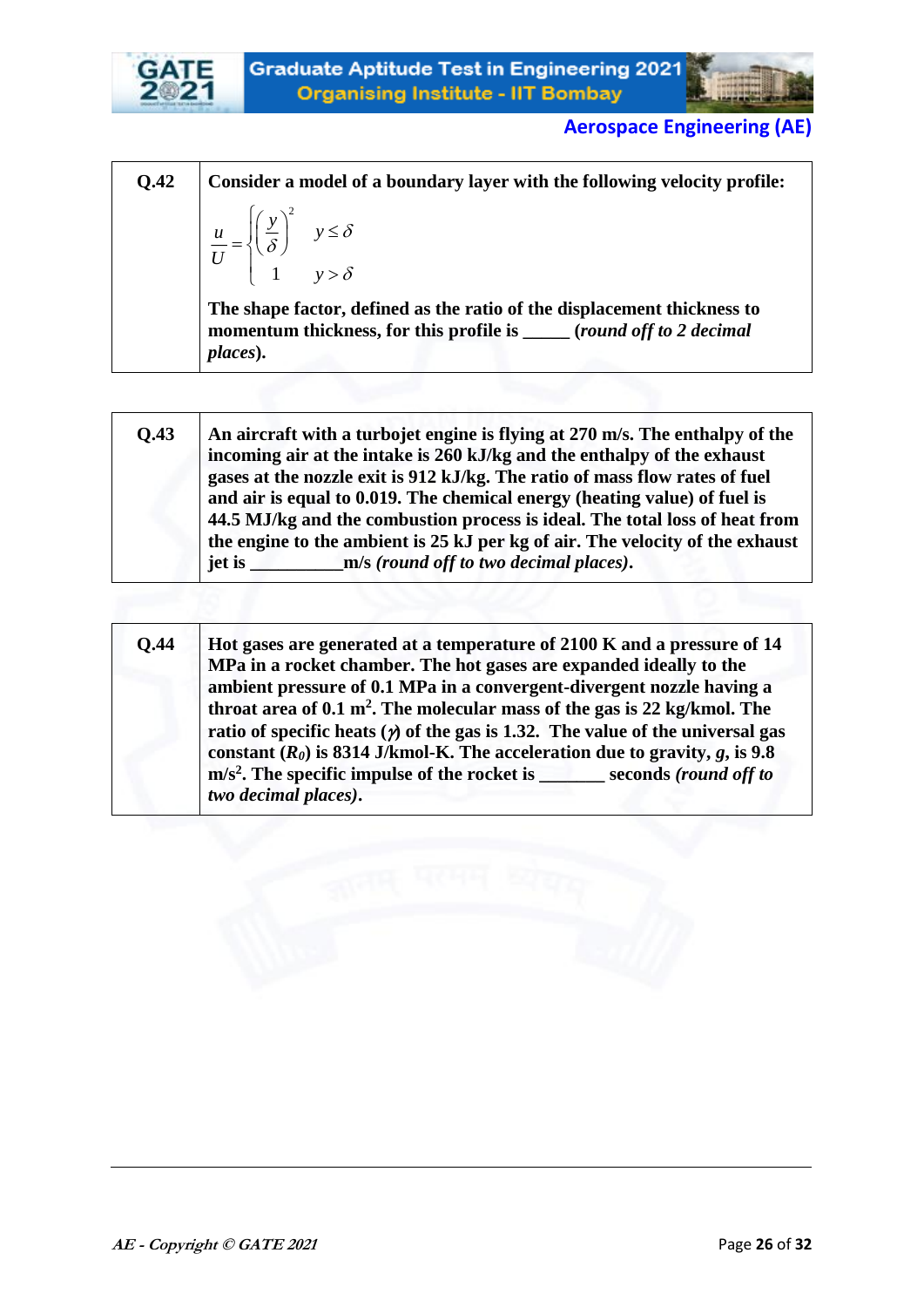| | |
|---|---|
| **Q.42** | **Consider a model of a boundary layer with the following velocity profile:** $$\frac{u}{U} = \begin{cases} \left(\frac{y}{\delta}\right)^2 & y \leq \delta \\ 1 & y > \delta \end{cases}$$ **The shape factor, defined as the ratio of the displacement thickness to momentum thickness, for this profile is _____ (*round off to 2 decimal places*).** |

| | |
|---|---|
| **Q.43** | **An aircraft with a turbojet engine is flying at 270 m/s. The enthalpy of the incoming air at the intake is 260 kJ/kg and the enthalpy of the exhaust gases at the nozzle exit is 912 kJ/kg. The ratio of mass flow rates of fuel and air is equal to 0.019. The chemical energy (heating value) of fuel is 44.5 MJ/kg and the combustion process is ideal. The total loss of heat from the engine to the ambient is 25 kJ per kg of air. The velocity of the exhaust jet is __________m/s *(round off to two decimal places)*.** |

| | |
|---|---|
| **Q.44** | **Hot gases are generated at a temperature of 2100 K and a pressure of 14 MPa in a rocket chamber. The hot gases are expanded ideally to the ambient pressure of 0.1 MPa in a convergent-divergent nozzle having a throat area of 0.1 m$^2$. The molecular mass of the gas is 22 kg/kmol. The ratio of specific heats ($\gamma$) of the gas is 1.32. The value of the universal gas constant ($R_0$) is 8314 J/kmol-K. The acceleration due to gravity, $g$, is 9.8 m/s$^2$. The specific impulse of the rocket is _______ seconds *(round off to two decimal places)*.** |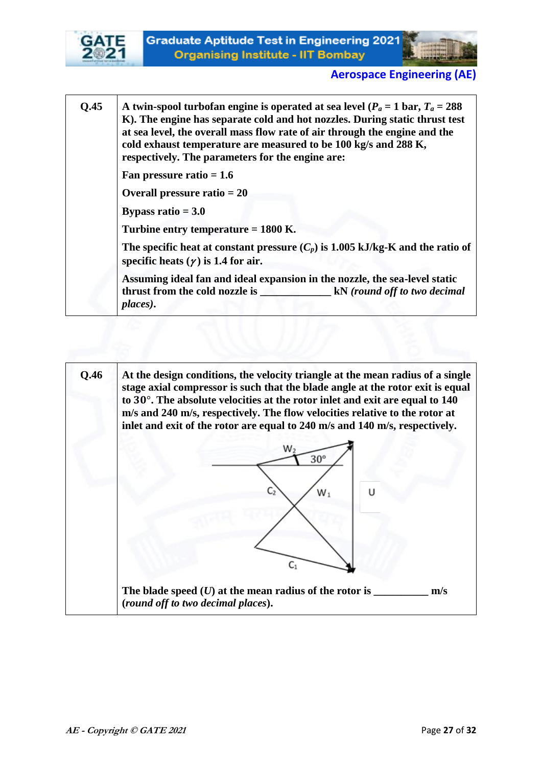**Q.45** A twin-spool turbofan engine is operated at sea level ($P_a$ = 1 bar, $T_a$ = 288 K). The engine has separate cold and hot nozzles. During static thrust test at sea level, the overall mass flow rate of air through the engine and the cold exhaust temperature are measured to be 100 kg/s and 288 K, respectively. The parameters for the engine are:

Fan pressure ratio = 1.6

Overall pressure ratio = 20

Bypass ratio = 3.0

Turbine entry temperature = 1800 K.

The specific heat at constant pressure ($C_p$) is 1.005 kJ/kg-K and the ratio of specific heats ($\gamma$) is 1.4 for air.

Assuming ideal fan and ideal expansion in the nozzle, the sea-level static thrust from the cold nozzle is ____________ kN *(round off to two decimal places)*.

**Q.46** At the design conditions, the velocity triangle at the mean radius of a single stage axial compressor is such that the blade angle at the rotor exit is equal to 30°. The absolute velocities at the rotor inlet and exit are equal to 140 m/s and 240 m/s, respectively. The flow velocities relative to the rotor at inlet and exit of the rotor are equal to 240 m/s and 140 m/s, respectively.

The blade speed ($U$) at the mean radius of the rotor is __________ m/s (*round off to two decimal places*).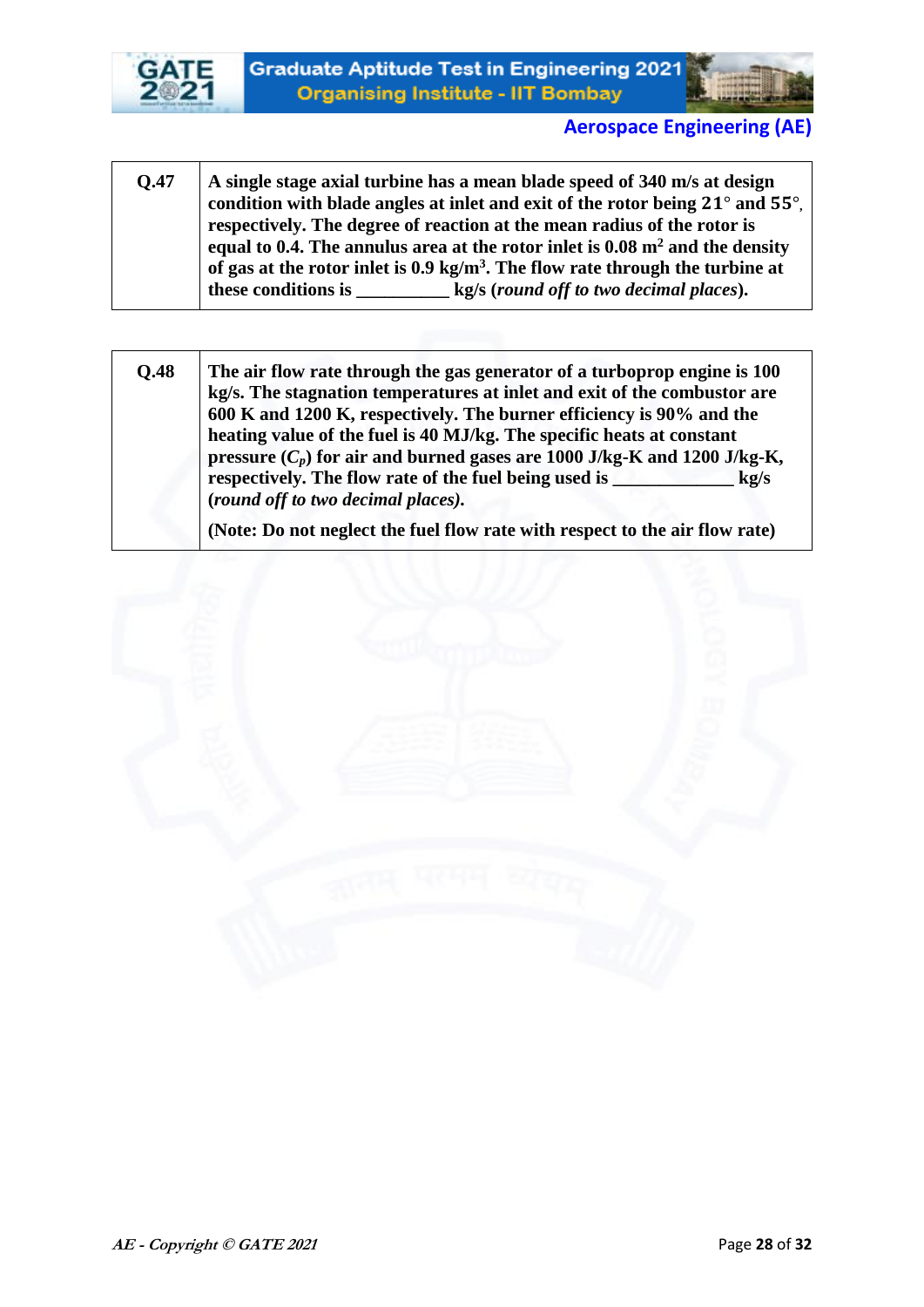| | |
|---|---|
| **Q.47** | **A single stage axial turbine has a mean blade speed of 340 m/s at design condition with blade angles at inlet and exit of the rotor being 21° and 55°, respectively. The degree of reaction at the mean radius of the rotor is equal to 0.4. The annulus area at the rotor inlet is 0.08 $m^2$ and the density of gas at the rotor inlet is 0.9 $kg/m^3$. The flow rate through the turbine at these conditions is __________ kg/s (*round off to two decimal places*).** |

| | |
|---|---|
| **Q.48** | **The air flow rate through the gas generator of a turboprop engine is 100 kg/s. The stagnation temperatures at inlet and exit of the combustor are 600 K and 1200 K, respectively. The burner efficiency is 90% and the heating value of the fuel is 40 MJ/kg. The specific heats at constant pressure ($C_p$) for air and burned gases are 1000 J/kg-K and 1200 J/kg-K, respectively. The flow rate of the fuel being used is _____________ kg/s (*round off to two decimal places)*.** <br><br> **(Note: Do not neglect the fuel flow rate with respect to the air flow rate)** |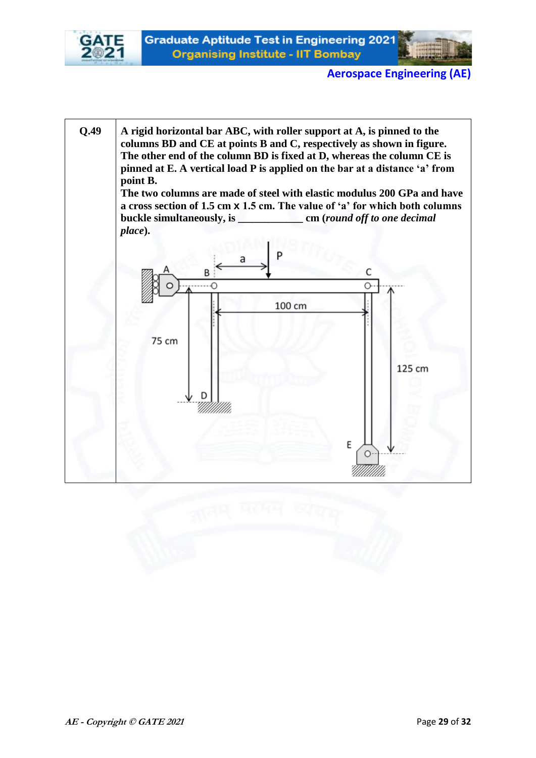**Q.49** A rigid horizontal bar ABC, with roller support at A, is pinned to the columns BD and CE at points B and C, respectively as shown in figure. The other end of the column BD is fixed at D, whereas the column CE is pinned at E. A vertical load P is applied on the bar at a distance 'a' from point B.

The two columns are made of steel with elastic modulus 200 GPa and have a cross section of 1.5 cm x 1.5 cm. The value of 'a' for which both columns buckle simultaneously, is \_\_\_\_\_\_\_\_\_\_\_\_ cm (*round off to one decimal place*).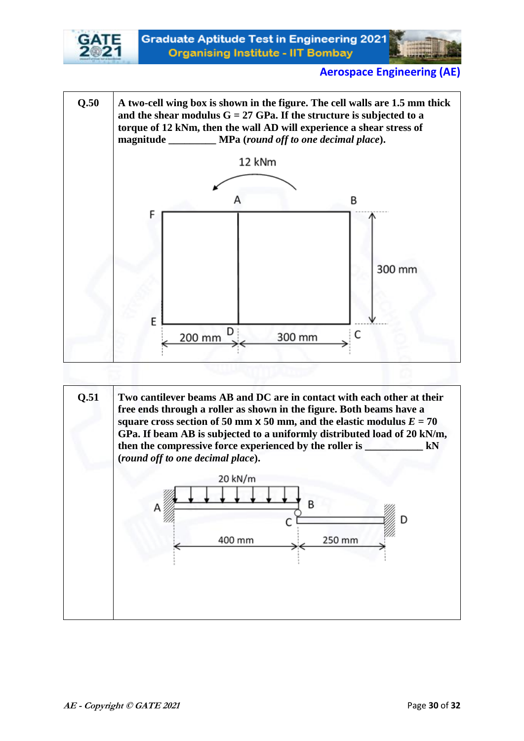| | |
|---|---|
| **Q.50** | **A two-cell wing box is shown in the figure. The cell walls are 1.5 mm thick and the shear modulus G = 27 GPa. If the structure is subjected to a torque of 12 kNm, then the wall AD will experience a shear stress of magnitude \_\_\_\_\_\_\_\_\_ MPa (*round off to one decimal place*).** |
| **Q.51** | **Two cantilever beams AB and DC are in contact with each other at their free ends through a roller as shown in the figure. Both beams have a square cross section of 50 mm x 50 mm, and the elastic modulus *E* = 70 GPa. If beam AB is subjected to a uniformly distributed load of 20 kN/m, then the compressive force experienced by the roller is \_\_\_\_\_\_\_\_\_\_\_ kN (*round off to one decimal place*).** |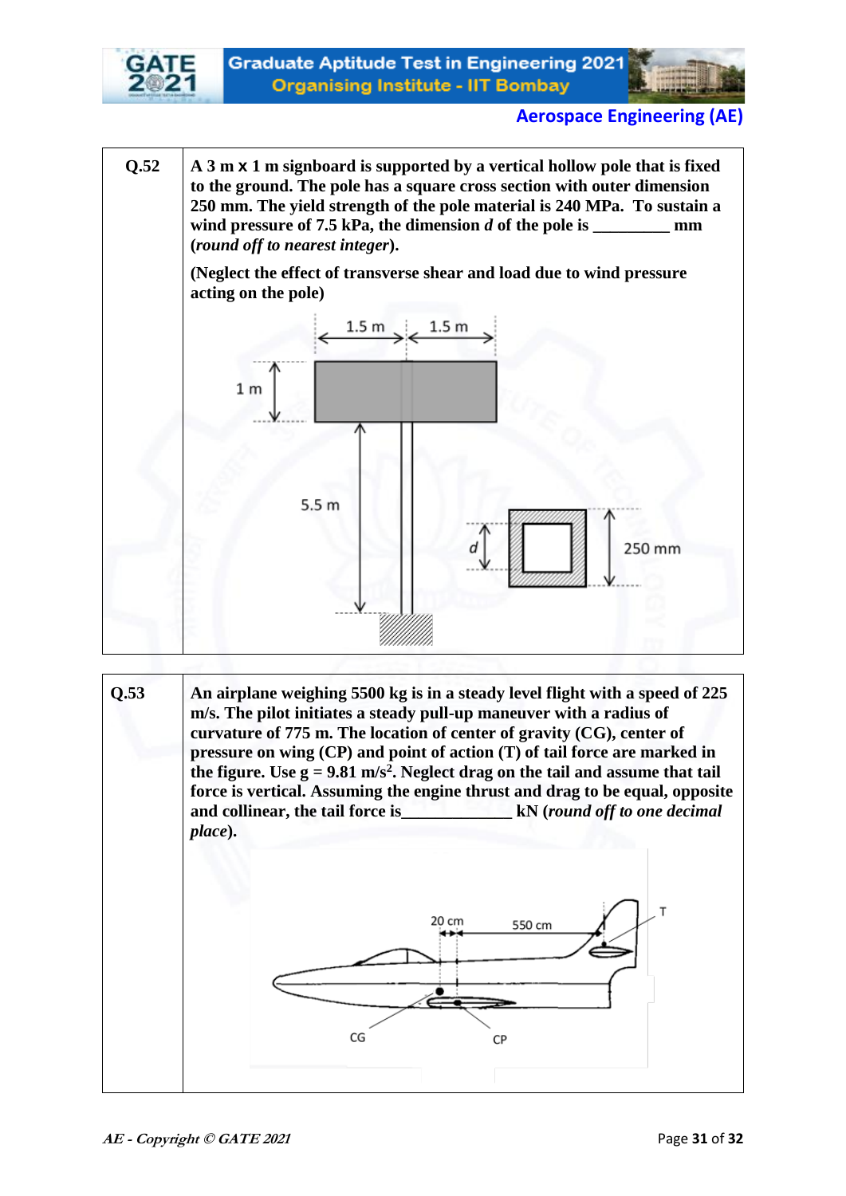| | |
|---|---|
| **Q.52** | **A 3 m x 1 m signboard is supported by a vertical hollow pole that is fixed to the ground. The pole has a square cross section with outer dimension 250 mm. The yield strength of the pole material is 240 MPa. To sustain a wind pressure of 7.5 kPa, the dimension *d* of the pole is _________ mm (*round off to nearest integer*).** <br><br> **(Neglect the effect of transverse shear and load due to wind pressure acting on the pole)** <br><br> 1.5 m, 1.5 m, 1 m, 5.5 m, *d*, 250 mm |

| | |
|---|---|
| **Q.53** | **An airplane weighing 5500 kg is in a steady level flight with a speed of 225 m/s. The pilot initiates a steady pull-up maneuver with a radius of curvature of 775 m. The location of center of gravity (CG), center of pressure on wing (CP) and point of action (T) of tail force are marked in the figure. Use g = 9.81 m/s$^2$. Neglect drag on the tail and assume that tail force is vertical. Assuming the engine thrust and drag to be equal, opposite and collinear, the tail force is_____________ kN (*round off to one decimal place*).** <br><br> 20 cm, 550 cm, T, CG, CP |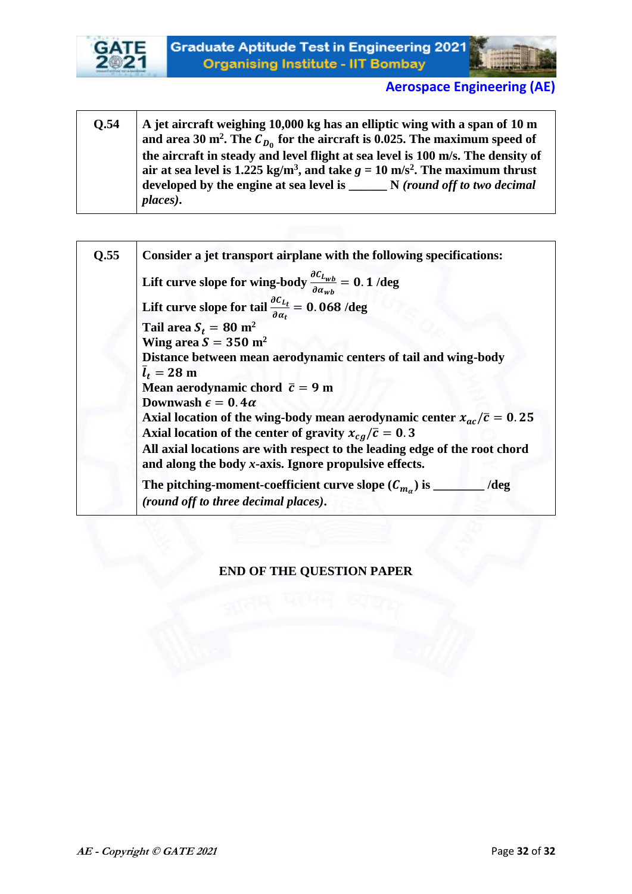| | |
|---|---|
| **Q.54** | **A jet aircraft weighing 10,000 kg has an elliptic wing with a span of 10 m and area 30 m$^2$. The $C_{D_0}$ for the aircraft is 0.025. The maximum speed of the aircraft in steady and level flight at sea level is 100 m/s. The density of air at sea level is 1.225 kg/m$^3$, and take $g$ = 10 m/s$^2$. The maximum thrust developed by the engine at sea level is ______ N** ***(round off to two decimal places)***. |

| | |
|---|---|
| **Q.55** | **Consider a jet transport airplane with the following specifications:**<br>**Lift curve slope for wing-body** $\frac{\partial C_{L_{wb}}}{\partial \alpha_{wb}} = 0.1$ **/deg**<br>**Lift curve slope for tail** $\frac{\partial C_{L_t}}{\partial \alpha_t} = 0.068$ **/deg**<br>**Tail area** $S_t = 80$ **m$^2$**<br>**Wing area** $S = 350$ **m$^2$**<br>**Distance between mean aerodynamic centers of tail and wing-body** $\bar{l}_t = 28$ **m**<br>**Mean aerodynamic chord** $\bar{c} = 9$ **m**<br>**Downwash** $\epsilon = 0.4\alpha$<br>**Axial location of the wing-body mean aerodynamic center** $x_{ac}/\bar{c} = 0.25$<br>**Axial location of the center of gravity** $x_{cg}/\bar{c} = 0.3$<br>**All axial locations are with respect to the leading edge of the root chord and along the body** ***x*****-axis. Ignore propulsive effects.**<br>**The pitching-moment-coefficient curve slope ($C_{m_\alpha}$) is ________ /deg**<br>***(round off to three decimal places)***. |

**END OF THE QUESTION PAPER**